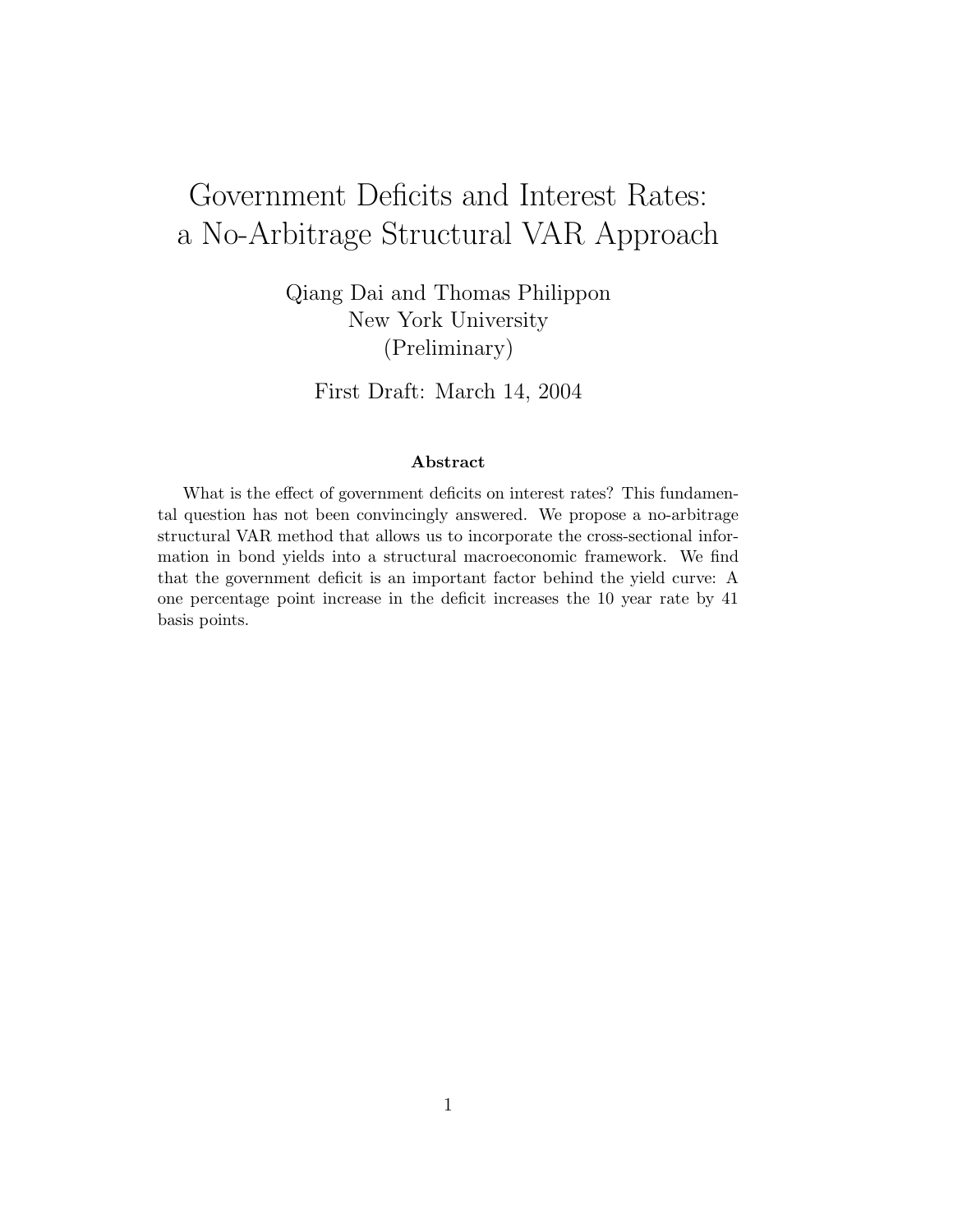# Government Deficits and Interest Rates: a No-Arbitrage Structural VAR Approach

Qiang Dai and Thomas Philippon
New York University
(Preliminary)

First Draft: March 14, 2004

### Abstract

What is the effect of government deficits on interest rates? This fundamental question has not been convincingly answered. We propose a no-arbitrage structural VAR method that allows us to incorporate the cross-sectional information in bond yields into a structural macroeconomic framework. We find that the government deficit is an important factor behind the yield curve: A one percentage point increase in the deficit increases the 10 year rate by 41 basis points.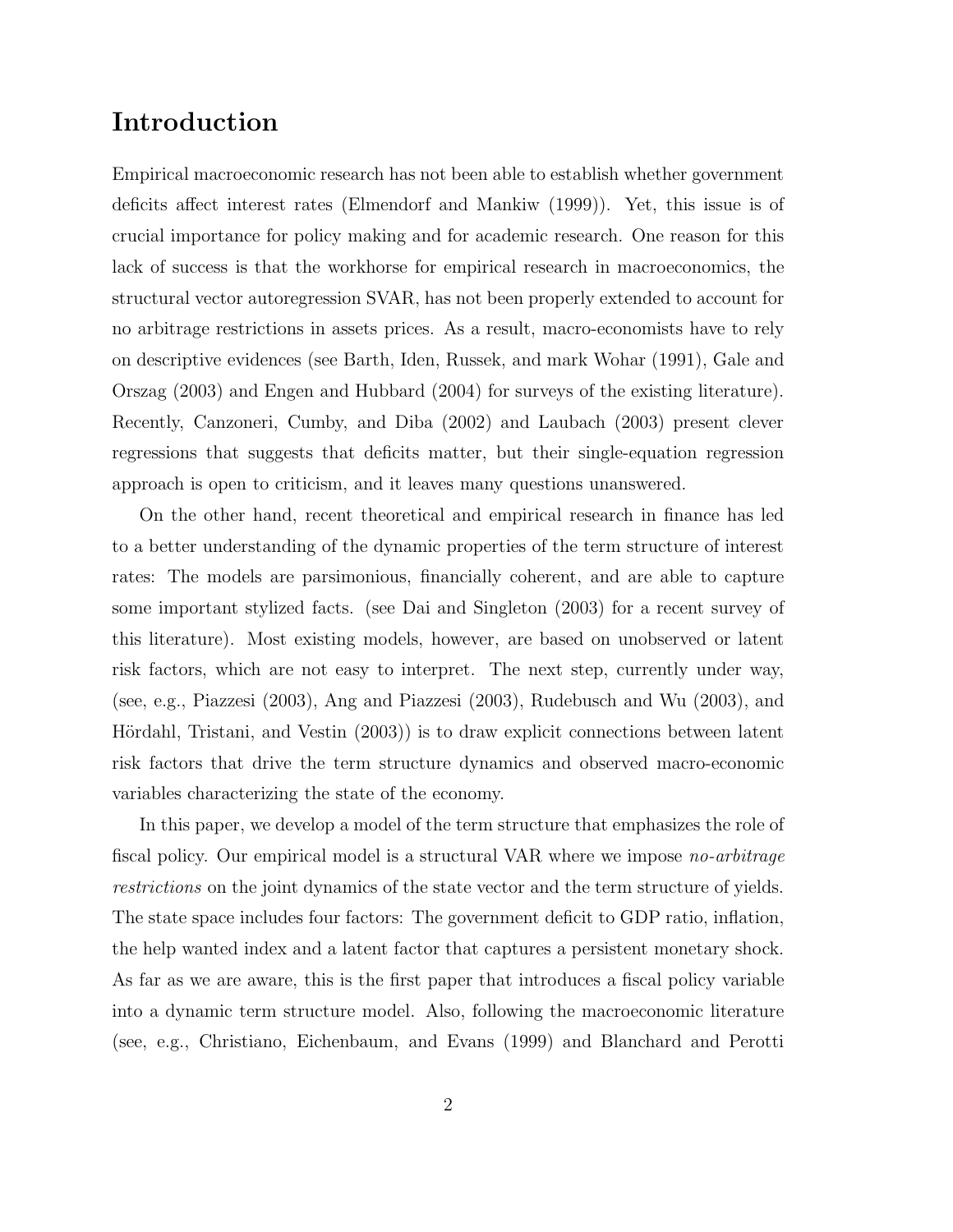# Introduction

Empirical macroeconomic research has not been able to establish whether government deficits affect interest rates (Elmendorf and Mankiw (1999)). Yet, this issue is of crucial importance for policy making and for academic research. One reason for this lack of success is that the workhorse for empirical research in macroeconomics, the structural vector autoregression SVAR, has not been properly extended to account for no arbitrage restrictions in assets prices. As a result, macro-economists have to rely on descriptive evidences (see Barth, Iden, Russek, and mark Wohar (1991), Gale and Orszag (2003) and Engen and Hubbard (2004) for surveys of the existing literature). Recently, Canzoneri, Cumby, and Diba (2002) and Laubach (2003) present clever regressions that suggests that deficits matter, but their single-equation regression approach is open to criticism, and it leaves many questions unanswered.

On the other hand, recent theoretical and empirical research in finance has led to a better understanding of the dynamic properties of the term structure of interest rates: The models are parsimonious, financially coherent, and are able to capture some important stylized facts. (see Dai and Singleton (2003) for a recent survey of this literature). Most existing models, however, are based on unobserved or latent risk factors, which are not easy to interpret. The next step, currently under way, (see, e.g., Piazzesi (2003), Ang and Piazzesi (2003), Rudebusch and Wu (2003), and Hördahl, Tristani, and Vestin (2003)) is to draw explicit connections between latent risk factors that drive the term structure dynamics and observed macro-economic variables characterizing the state of the economy.

In this paper, we develop a model of the term structure that emphasizes the role of fiscal policy. Our empirical model is a structural VAR where we impose *no-arbitrage restrictions* on the joint dynamics of the state vector and the term structure of yields. The state space includes four factors: The government deficit to GDP ratio, inflation, the help wanted index and a latent factor that captures a persistent monetary shock. As far as we are aware, this is the first paper that introduces a fiscal policy variable into a dynamic term structure model. Also, following the macroeconomic literature (see, e.g., Christiano, Eichenbaum, and Evans (1999) and Blanchard and Perotti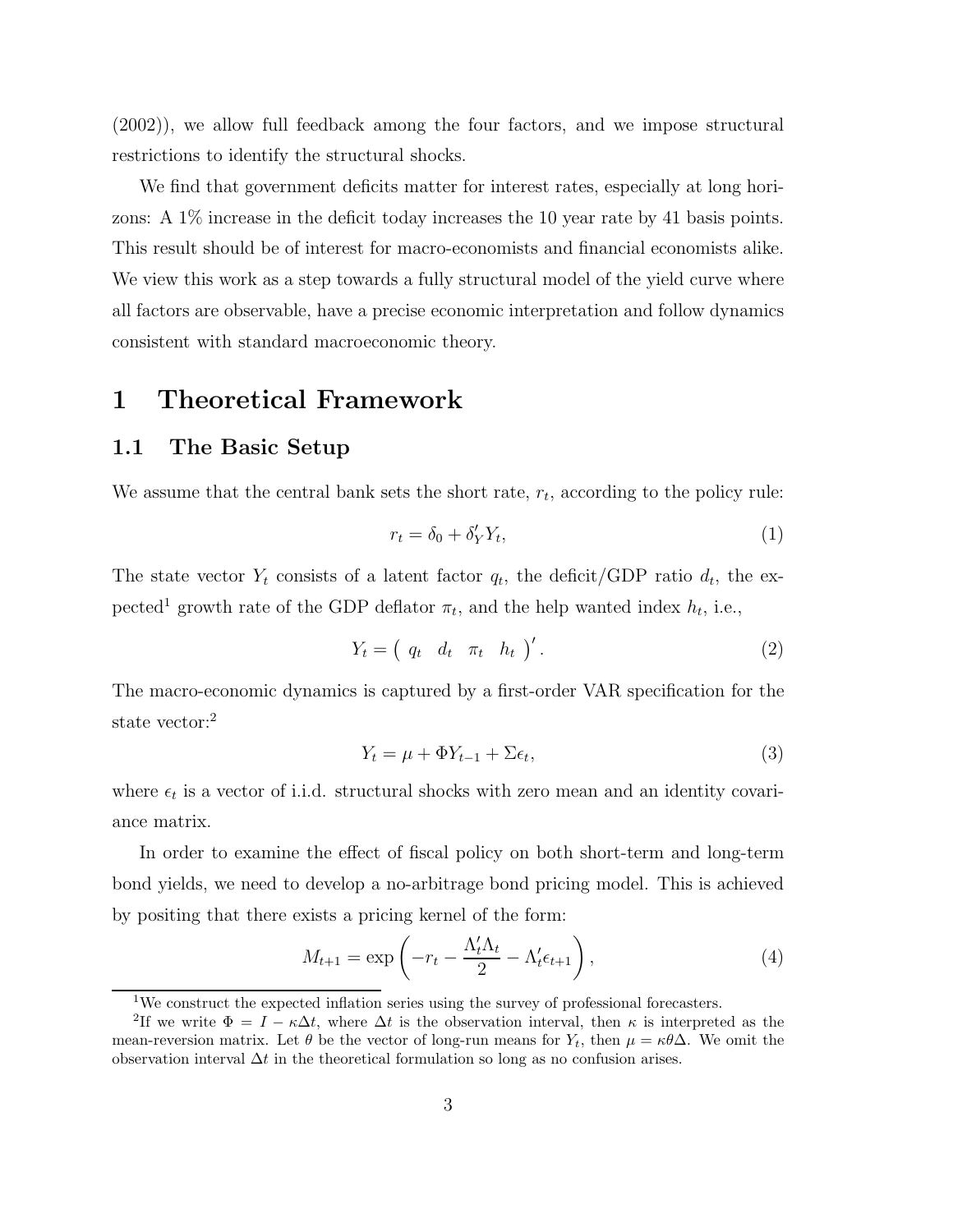(2002)), we allow full feedback among the four factors, and we impose structural restrictions to identify the structural shocks.

We find that government deficits matter for interest rates, especially at long horizons: A 1% increase in the deficit today increases the 10 year rate by 41 basis points. This result should be of interest for macro-economists and financial economists alike. We view this work as a step towards a fully structural model of the yield curve where all factors are observable, have a precise economic interpretation and follow dynamics consistent with standard macroeconomic theory.

# 1 Theoretical Framework

## 1.1 The Basic Setup

We assume that the central bank sets the short rate, $r_t$, according to the policy rule:

$$r_t = \delta_0 + \delta_Y' Y_t, \tag{1}$$

The state vector $Y_t$ consists of a latent factor $q_t$, the deficit/GDP ratio $d_t$, the expected[1] growth rate of the GDP deflator $\pi_t$, and the help wanted index $h_t$, i.e.,

$$Y_t = \begin{pmatrix} q_t & d_t & \pi_t & h_t \end{pmatrix}'. \tag{2}$$

The macro-economic dynamics is captured by a first-order VAR specification for the state vector:[2]

$$Y_t = \mu + \Phi Y_{t-1} + \Sigma \epsilon_t, \tag{3}$$

where $\epsilon_t$ is a vector of i.i.d. structural shocks with zero mean and an identity covariance matrix.

In order to examine the effect of fiscal policy on both short-term and long-term bond yields, we need to develop a no-arbitrage bond pricing model. This is achieved by positing that there exists a pricing kernel of the form:

$$M_{t+1} = \exp\left(-r_t - \frac{\Lambda_t' \Lambda_t}{2} - \Lambda_t' \epsilon_{t+1}\right), \tag{4}$$

[1] We construct the expected inflation series using the survey of professional forecasters.

[2] If we write $\Phi = I - \kappa \Delta t$, where $\Delta t$ is the observation interval, then $\kappa$ is interpreted as the mean-reversion matrix. Let $\theta$ be the vector of long-run means for $Y_t$, then $\mu = \kappa \theta \Delta$. We omit the observation interval $\Delta t$ in the theoretical formulation so long as no confusion arises.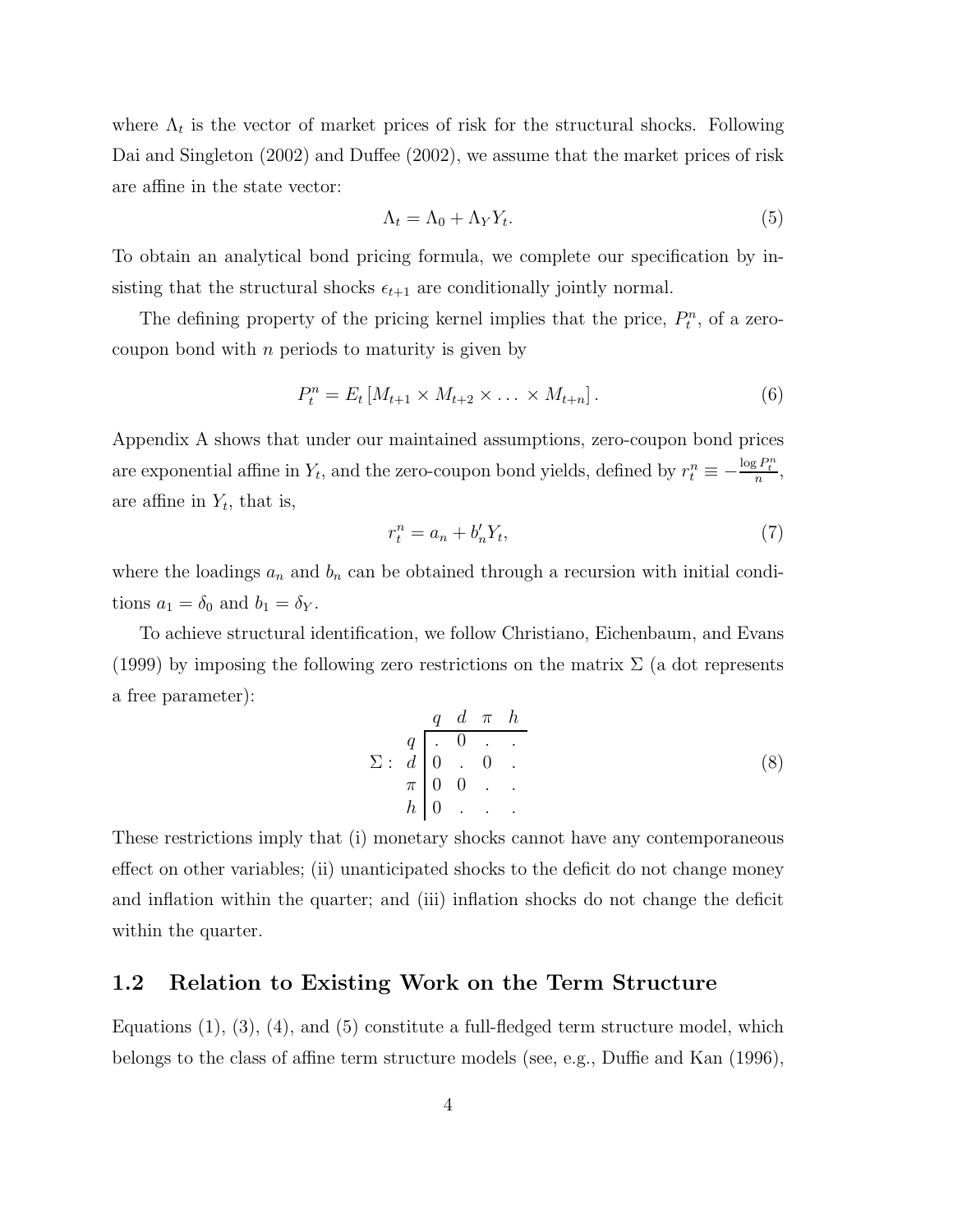where $\Lambda_t$ is the vector of market prices of risk for the structural shocks. Following Dai and Singleton (2002) and Duffee (2002), we assume that the market prices of risk are affine in the state vector:

$$\Lambda_t = \Lambda_0 + \Lambda_Y Y_t. \tag{5}$$

To obtain an analytical bond pricing formula, we complete our specification by insisting that the structural shocks $\epsilon_{t+1}$ are conditionally jointly normal.

The defining property of the pricing kernel implies that the price, $P_t^n$, of a zero-coupon bond with $n$ periods to maturity is given by

$$P_t^n = E_t \left[ M_{t+1} \times M_{t+2} \times \ldots \times M_{t+n} \right]. \tag{6}$$

Appendix A shows that under our maintained assumptions, zero-coupon bond prices are exponential affine in $Y_t$, and the zero-coupon bond yields, defined by $r_t^n \equiv -\frac{\log P_t^n}{n}$, are affine in $Y_t$, that is,

$$r_t^n = a_n + b_n' Y_t, \tag{7}$$

where the loadings $a_n$ and $b_n$ can be obtained through a recursion with initial conditions $a_1 = \delta_0$ and $b_1 = \delta_Y$.

To achieve structural identification, we follow Christiano, Eichenbaum, and Evans (1999) by imposing the following zero restrictions on the matrix $\Sigma$ (a dot represents a free parameter):

$$\Sigma : \begin{array}{c|cccc} & q & d & \pi & h \\ \hline q & . & 0 & . & . \\ d & 0 & . & 0 & . \\ \pi & 0 & 0 & . & . \\ h & 0 & . & . & . \end{array} \tag{8}$$

These restrictions imply that (i) monetary shocks cannot have any contemporaneous effect on other variables; (ii) unanticipated shocks to the deficit do not change money and inflation within the quarter; and (iii) inflation shocks do not change the deficit within the quarter.

## 1.2 Relation to Existing Work on the Term Structure

Equations (1), (3), (4), and (5) constitute a full-fledged term structure model, which belongs to the class of affine term structure models (see, e.g., Duffie and Kan (1996),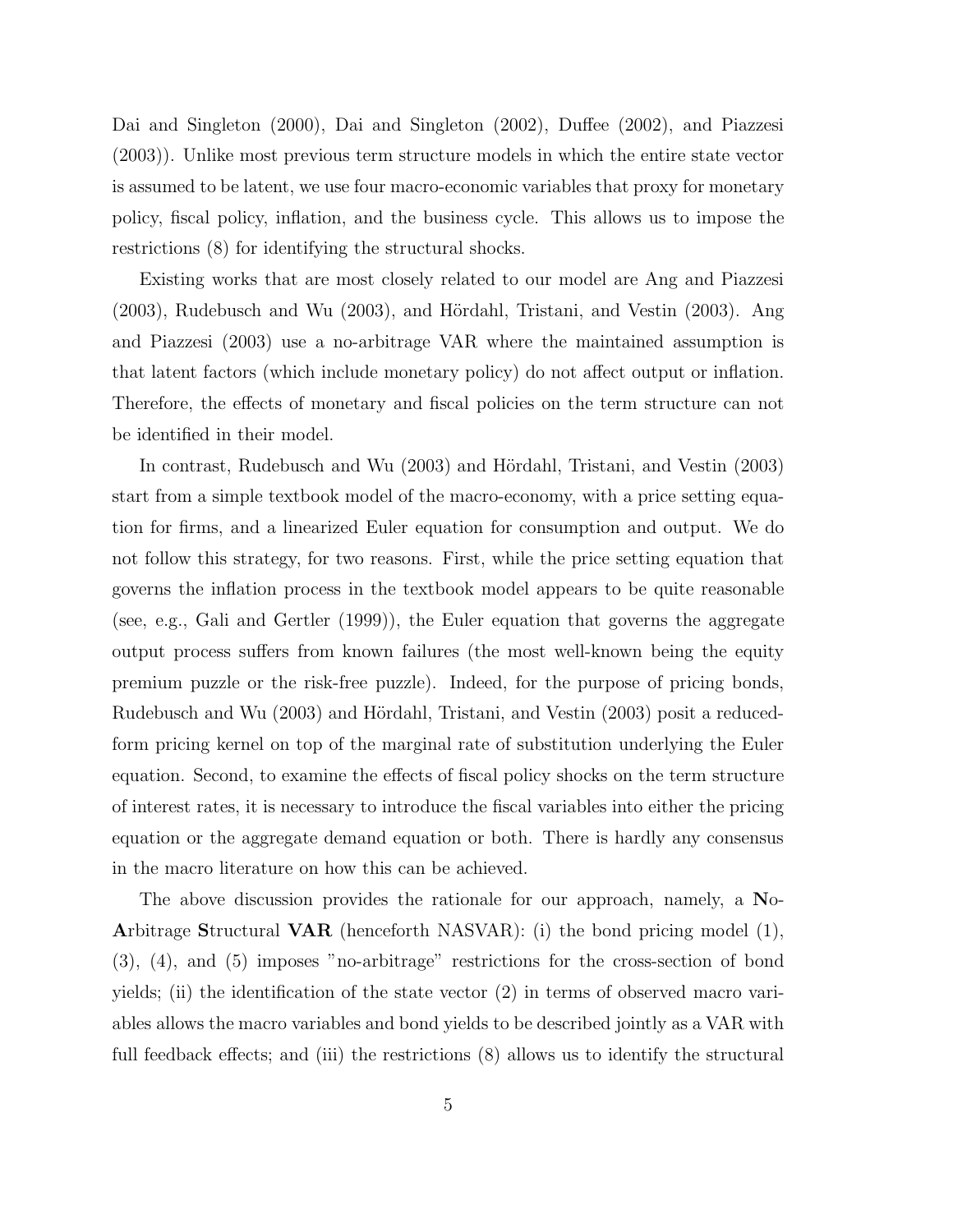Dai and Singleton (2000), Dai and Singleton (2002), Duffee (2002), and Piazzesi (2003)). Unlike most previous term structure models in which the entire state vector is assumed to be latent, we use four macro-economic variables that proxy for monetary policy, fiscal policy, inflation, and the business cycle. This allows us to impose the restrictions (8) for identifying the structural shocks.

Existing works that are most closely related to our model are Ang and Piazzesi (2003), Rudebusch and Wu (2003), and Hördahl, Tristani, and Vestin (2003). Ang and Piazzesi (2003) use a no-arbitrage VAR where the maintained assumption is that latent factors (which include monetary policy) do not affect output or inflation. Therefore, the effects of monetary and fiscal policies on the term structure can not be identified in their model.

In contrast, Rudebusch and Wu (2003) and Hördahl, Tristani, and Vestin (2003) start from a simple textbook model of the macro-economy, with a price setting equation for firms, and a linearized Euler equation for consumption and output. We do not follow this strategy, for two reasons. First, while the price setting equation that governs the inflation process in the textbook model appears to be quite reasonable (see, e.g., Gali and Gertler (1999)), the Euler equation that governs the aggregate output process suffers from known failures (the most well-known being the equity premium puzzle or the risk-free puzzle). Indeed, for the purpose of pricing bonds, Rudebusch and Wu (2003) and Hördahl, Tristani, and Vestin (2003) posit a reduced-form pricing kernel on top of the marginal rate of substitution underlying the Euler equation. Second, to examine the effects of fiscal policy shocks on the term structure of interest rates, it is necessary to introduce the fiscal variables into either the pricing equation or the aggregate demand equation or both. There is hardly any consensus in the macro literature on how this can be achieved.

The above discussion provides the rationale for our approach, namely, a **N**o-**A**rbitrage **S**tructural **VAR** (henceforth NASVAR): (i) the bond pricing model (1), (3), (4), and (5) imposes "no-arbitrage" restrictions for the cross-section of bond yields; (ii) the identification of the state vector (2) in terms of observed macro variables allows the macro variables and bond yields to be described jointly as a VAR with full feedback effects; and (iii) the restrictions (8) allows us to identify the structural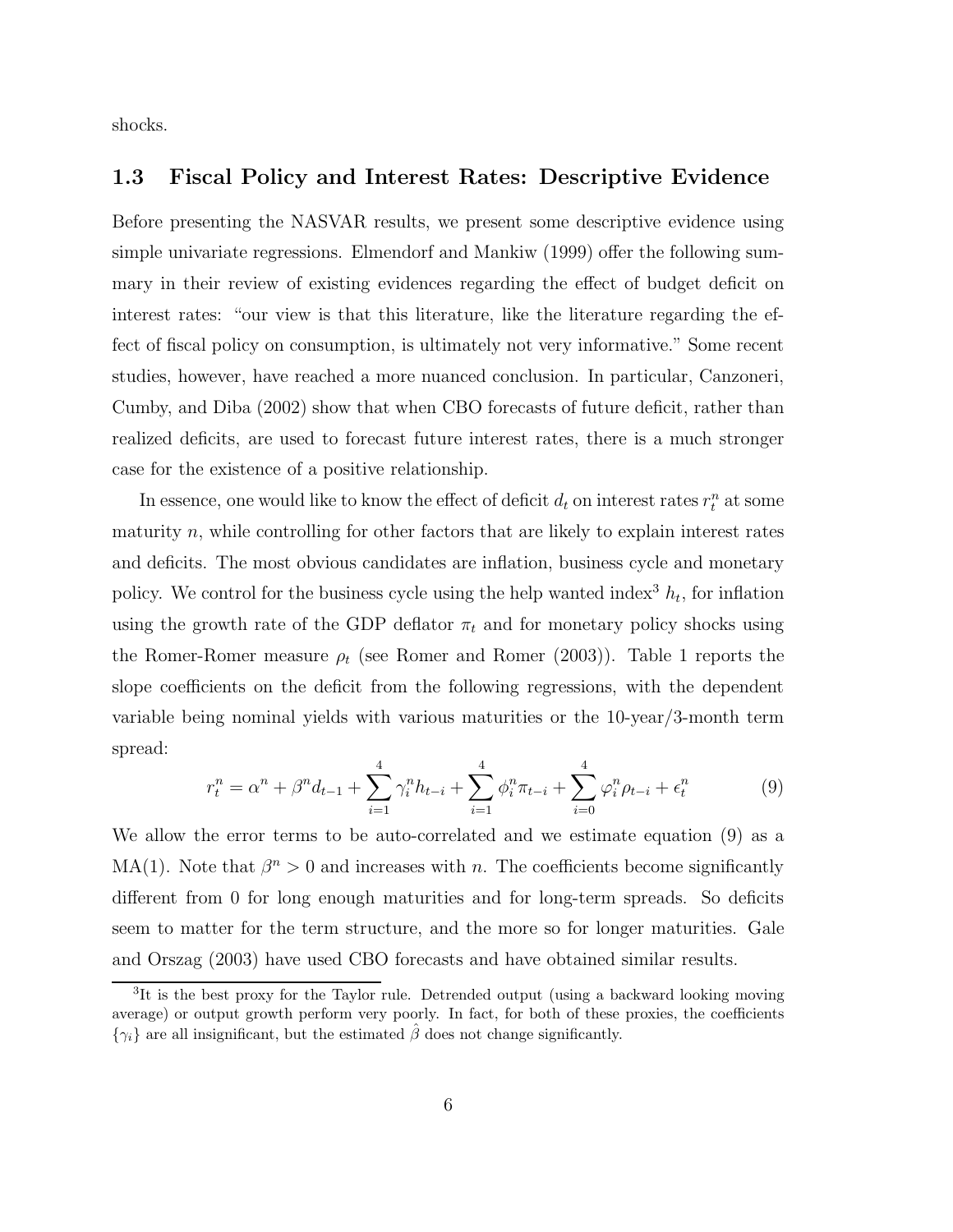shocks.

## 1.3 Fiscal Policy and Interest Rates: Descriptive Evidence

Before presenting the NASVAR results, we present some descriptive evidence using simple univariate regressions. Elmendorf and Mankiw (1999) offer the following summary in their review of existing evidences regarding the effect of budget deficit on interest rates: "our view is that this literature, like the literature regarding the effect of fiscal policy on consumption, is ultimately not very informative." Some recent studies, however, have reached a more nuanced conclusion. In particular, Canzoneri, Cumby, and Diba (2002) show that when CBO forecasts of future deficit, rather than realized deficits, are used to forecast future interest rates, there is a much stronger case for the existence of a positive relationship.

In essence, one would like to know the effect of deficit $d_t$ on interest rates $r_t^n$ at some maturity $n$, while controlling for other factors that are likely to explain interest rates and deficits. The most obvious candidates are inflation, business cycle and monetary policy. We control for the business cycle using the help wanted index[3] $h_t$, for inflation using the growth rate of the GDP deflator $\pi_t$ and for monetary policy shocks using the Romer-Romer measure $\rho_t$ (see Romer and Romer (2003)). Table 1 reports the slope coefficients on the deficit from the following regressions, with the dependent variable being nominal yields with various maturities or the 10-year/3-month term spread:

$$r_t^n = \alpha^n + \beta^n d_{t-1} + \sum_{i=1}^{4} \gamma_i^n h_{t-i} + \sum_{i=1}^{4} \phi_i^n \pi_{t-i} + \sum_{i=0}^{4} \varphi_i^n \rho_{t-i} + \epsilon_t^n \tag{9}$$

We allow the error terms to be auto-correlated and we estimate equation (9) as a MA(1). Note that $\beta^n > 0$ and increases with $n$. The coefficients become significantly different from 0 for long enough maturities and for long-term spreads. So deficits seem to matter for the term structure, and the more so for longer maturities. Gale and Orszag (2003) have used CBO forecasts and have obtained similar results.

[3] It is the best proxy for the Taylor rule. Detrended output (using a backward looking moving average) or output growth perform very poorly. In fact, for both of these proxies, the coefficients $\{\gamma_i\}$ are all insignificant, but the estimated $\hat{\beta}$ does not change significantly.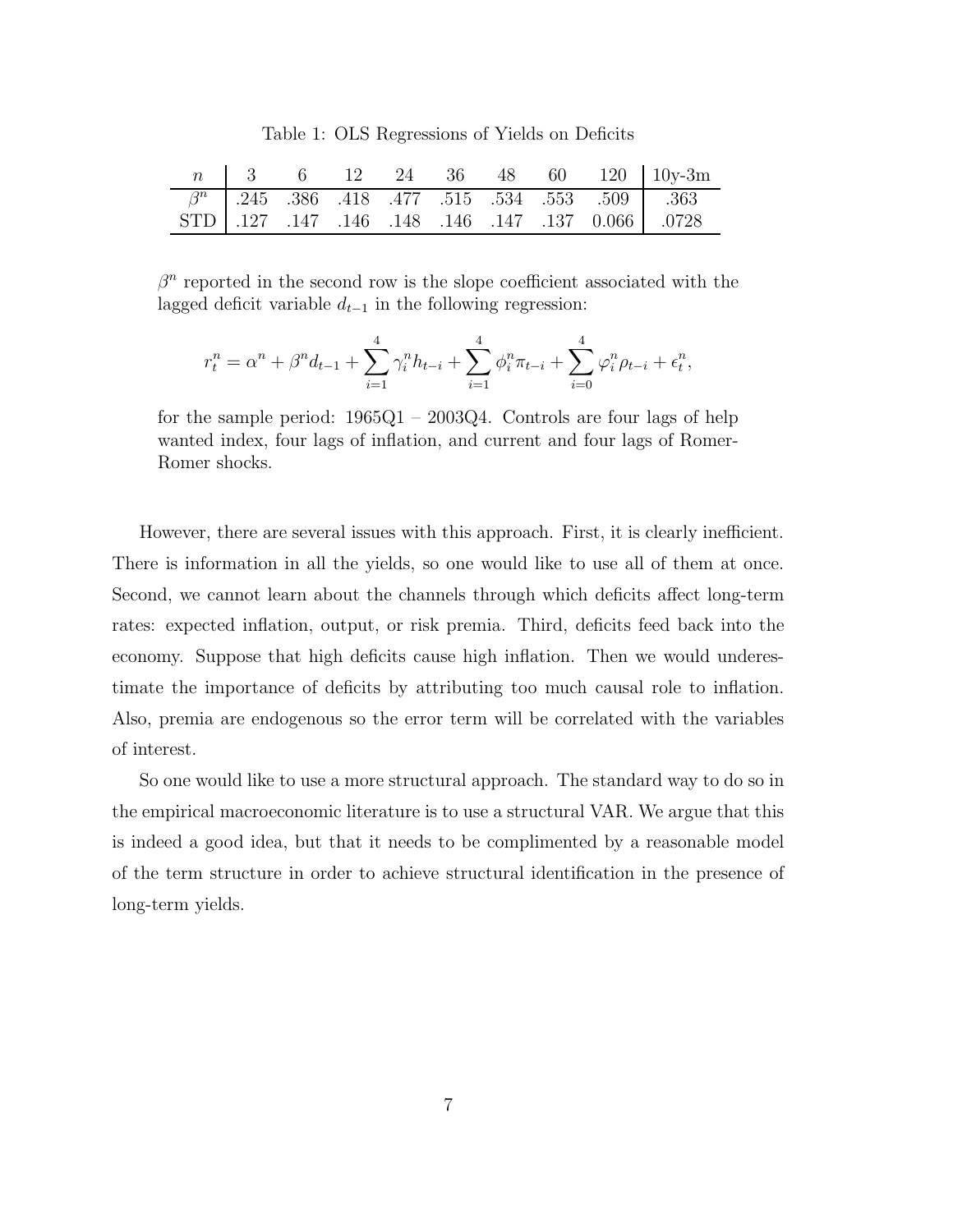Table 1: OLS Regressions of Yields on Deficits

| $n$ | 3 | 6 | 12 | 24 | 36 | 48 | 60 | 120 | 10y-3m |
|---|---|---|---|---|---|---|---|---|---|
| $\beta^n$ | .245 | .386 | .418 | .477 | .515 | .534 | .553 | .509 | .363 |
| STD | .127 | .147 | .146 | .148 | .146 | .147 | .137 | 0.066 | .0728 |

$\beta^n$ reported in the second row is the slope coefficient associated with the lagged deficit variable $d_{t-1}$ in the following regression:

$$r_t^n = \alpha^n + \beta^n d_{t-1} + \sum_{i=1}^{4} \gamma_i^n h_{t-i} + \sum_{i=1}^{4} \phi_i^n \pi_{t-i} + \sum_{i=0}^{4} \varphi_i^n \rho_{t-i} + \epsilon_t^n,$$

for the sample period: 1965Q1 – 2003Q4. Controls are four lags of help wanted index, four lags of inflation, and current and four lags of Romer-Romer shocks.

However, there are several issues with this approach. First, it is clearly inefficient. There is information in all the yields, so one would like to use all of them at once. Second, we cannot learn about the channels through which deficits affect long-term rates: expected inflation, output, or risk premia. Third, deficits feed back into the economy. Suppose that high deficits cause high inflation. Then we would underestimate the importance of deficits by attributing too much causal role to inflation. Also, premia are endogenous so the error term will be correlated with the variables of interest.

So one would like to use a more structural approach. The standard way to do so in the empirical macroeconomic literature is to use a structural VAR. We argue that this is indeed a good idea, but that it needs to be complimented by a reasonable model of the term structure in order to achieve structural identification in the presence of long-term yields.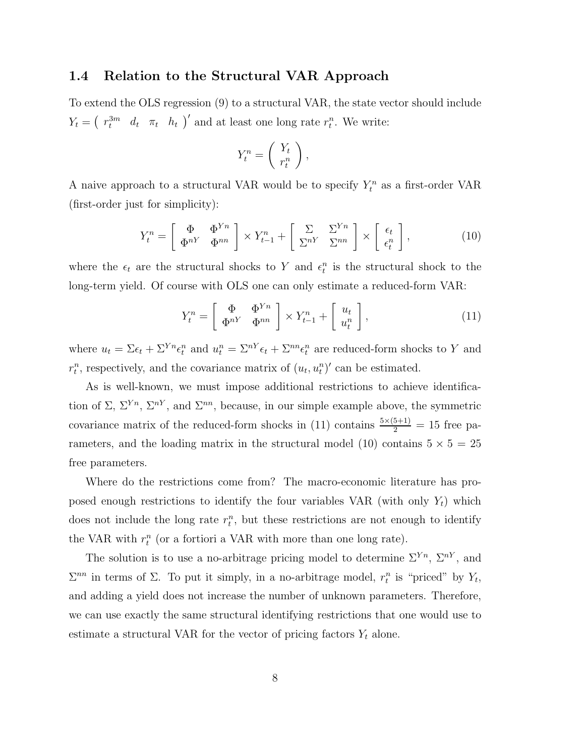### 1.4 Relation to the Structural VAR Approach

To extend the OLS regression (9) to a structural VAR, the state vector should include $Y_t = \left( \begin{array}{cccc} r_t^{3m} & d_t & \pi_t & h_t \end{array} \right)'$ and at least one long rate $r_t^n$. We write:

$$Y_t^n = \left( \begin{array}{c} Y_t \\ r_t^n \end{array} \right),$$

A naive approach to a structural VAR would be to specify $Y_t^n$ as a first-order VAR (first-order just for simplicity):

$$Y_t^n = \left[ \begin{array}{cc} \Phi & \Phi^{Yn} \\ \Phi^{nY} & \Phi^{nn} \end{array} \right] \times Y_{t-1}^n + \left[ \begin{array}{cc} \Sigma & \Sigma^{Yn} \\ \Sigma^{nY} & \Sigma^{nn} \end{array} \right] \times \left[ \begin{array}{c} \epsilon_t \\ \epsilon_t^n \end{array} \right], \tag{10}$$

where the $\epsilon_t$ are the structural shocks to $Y$ and $\epsilon_t^n$ is the structural shock to the long-term yield. Of course with OLS one can only estimate a reduced-form VAR:

$$Y_t^n = \left[ \begin{array}{cc} \Phi & \Phi^{Yn} \\ \Phi^{nY} & \Phi^{nn} \end{array} \right] \times Y_{t-1}^n + \left[ \begin{array}{c} u_t \\ u_t^n \end{array} \right], \tag{11}$$

where $u_t = \Sigma\epsilon_t + \Sigma^{Yn}\epsilon_t^n$ and $u_t^n = \Sigma^{nY}\epsilon_t + \Sigma^{nn}\epsilon_t^n$ are reduced-form shocks to $Y$ and $r_t^n$, respectively, and the covariance matrix of $(u_t, u_t^n)'$ can be estimated.

As is well-known, we must impose additional restrictions to achieve identification of $\Sigma$, $\Sigma^{Yn}$, $\Sigma^{nY}$, and $\Sigma^{nn}$, because, in our simple example above, the symmetric covariance matrix of the reduced-form shocks in (11) contains $\frac{5\times(5+1)}{2} = 15$ free parameters, and the loading matrix in the structural model (10) contains $5 \times 5 = 25$ free parameters.

Where do the restrictions come from? The macro-economic literature has proposed enough restrictions to identify the four variables VAR (with only $Y_t$) which does not include the long rate $r_t^n$, but these restrictions are not enough to identify the VAR with $r_t^n$ (or a fortiori a VAR with more than one long rate).

The solution is to use a no-arbitrage pricing model to determine $\Sigma^{Yn}$, $\Sigma^{nY}$, and $\Sigma^{nn}$ in terms of $\Sigma$. To put it simply, in a no-arbitrage model, $r_t^n$ is "priced" by $Y_t$, and adding a yield does not increase the number of unknown parameters. Therefore, we can use exactly the same structural identifying restrictions that one would use to estimate a structural VAR for the vector of pricing factors $Y_t$ alone.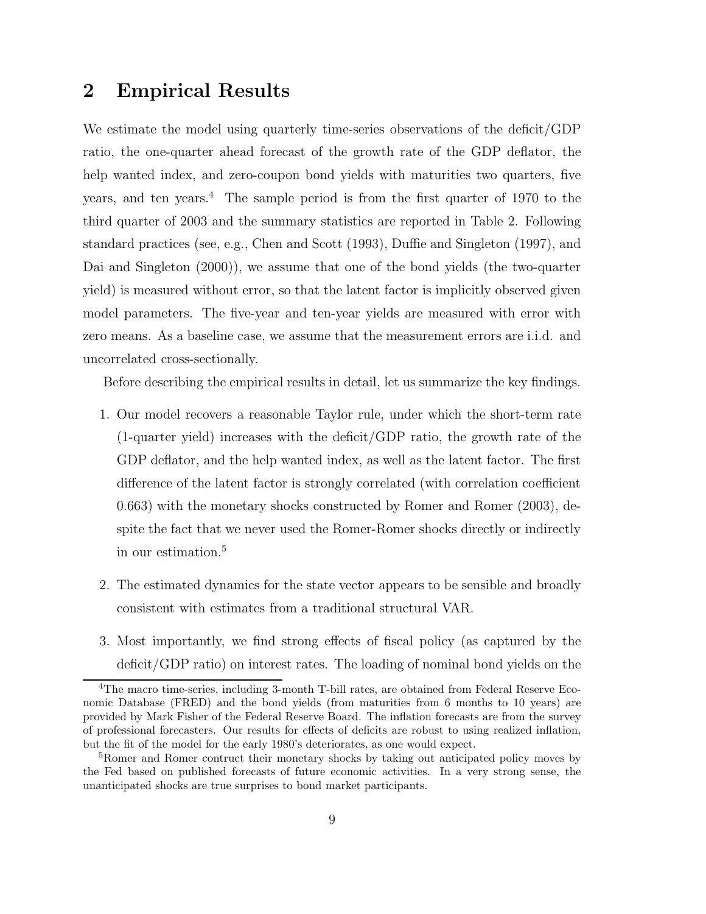## 2 Empirical Results

We estimate the model using quarterly time-series observations of the deficit/GDP ratio, the one-quarter ahead forecast of the growth rate of the GDP deflator, the help wanted index, and zero-coupon bond yields with maturities two quarters, five years, and ten years.[4] The sample period is from the first quarter of 1970 to the third quarter of 2003 and the summary statistics are reported in Table 2. Following standard practices (see, e.g., Chen and Scott (1993), Duffie and Singleton (1997), and Dai and Singleton (2000)), we assume that one of the bond yields (the two-quarter yield) is measured without error, so that the latent factor is implicitly observed given model parameters. The five-year and ten-year yields are measured with error with zero means. As a baseline case, we assume that the measurement errors are i.i.d. and uncorrelated cross-sectionally.

Before describing the empirical results in detail, let us summarize the key findings.

1. Our model recovers a reasonable Taylor rule, under which the short-term rate (1-quarter yield) increases with the deficit/GDP ratio, the growth rate of the GDP deflator, and the help wanted index, as well as the latent factor. The first difference of the latent factor is strongly correlated (with correlation coefficient 0.663) with the monetary shocks constructed by Romer and Romer (2003), despite the fact that we never used the Romer-Romer shocks directly or indirectly in our estimation.[5]

2. The estimated dynamics for the state vector appears to be sensible and broadly consistent with estimates from a traditional structural VAR.

3. Most importantly, we find strong effects of fiscal policy (as captured by the deficit/GDP ratio) on interest rates. The loading of nominal bond yields on the

---

[4] The macro time-series, including 3-month T-bill rates, are obtained from Federal Reserve Economic Database (FRED) and the bond yields (from maturities from 6 months to 10 years) are provided by Mark Fisher of the Federal Reserve Board. The inflation forecasts are from the survey of professional forecasters. Our results for effects of deficits are robust to using realized inflation, but the fit of the model for the early 1980's deteriorates, as one would expect.

[5] Romer and Romer contruct their monetary shocks by taking out anticipated policy moves by the Fed based on published forecasts of future economic activities. In a very strong sense, the unanticipated shocks are true surprises to bond market participants.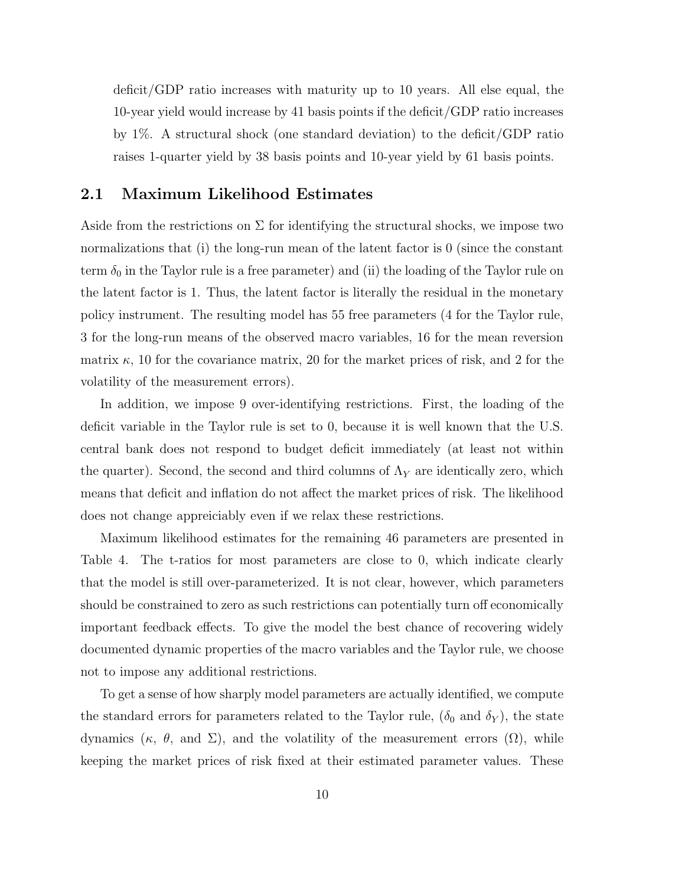deficit/GDP ratio increases with maturity up to 10 years. All else equal, the 10-year yield would increase by 41 basis points if the deficit/GDP ratio increases by 1%. A structural shock (one standard deviation) to the deficit/GDP ratio raises 1-quarter yield by 38 basis points and 10-year yield by 61 basis points.

## 2.1 Maximum Likelihood Estimates

Aside from the restrictions on $\Sigma$ for identifying the structural shocks, we impose two normalizations that (i) the long-run mean of the latent factor is 0 (since the constant term $\delta_0$ in the Taylor rule is a free parameter) and (ii) the loading of the Taylor rule on the latent factor is 1. Thus, the latent factor is literally the residual in the monetary policy instrument. The resulting model has 55 free parameters (4 for the Taylor rule, 3 for the long-run means of the observed macro variables, 16 for the mean reversion matrix $\kappa$, 10 for the covariance matrix, 20 for the market prices of risk, and 2 for the volatility of the measurement errors).

In addition, we impose 9 over-identifying restrictions. First, the loading of the deficit variable in the Taylor rule is set to 0, because it is well known that the U.S. central bank does not respond to budget deficit immediately (at least not within the quarter). Second, the second and third columns of $\Lambda_Y$ are identically zero, which means that deficit and inflation do not affect the market prices of risk. The likelihood does not change appreiciably even if we relax these restrictions.

Maximum likelihood estimates for the remaining 46 parameters are presented in Table 4. The t-ratios for most parameters are close to 0, which indicate clearly that the model is still over-parameterized. It is not clear, however, which parameters should be constrained to zero as such restrictions can potentially turn off economically important feedback effects. To give the model the best chance of recovering widely documented dynamic properties of the macro variables and the Taylor rule, we choose not to impose any additional restrictions.

To get a sense of how sharply model parameters are actually identified, we compute the standard errors for parameters related to the Taylor rule, ($\delta_0$ and $\delta_Y$), the state dynamics ($\kappa$, $\theta$, and $\Sigma$), and the volatility of the measurement errors ($\Omega$), while keeping the market prices of risk fixed at their estimated parameter values. These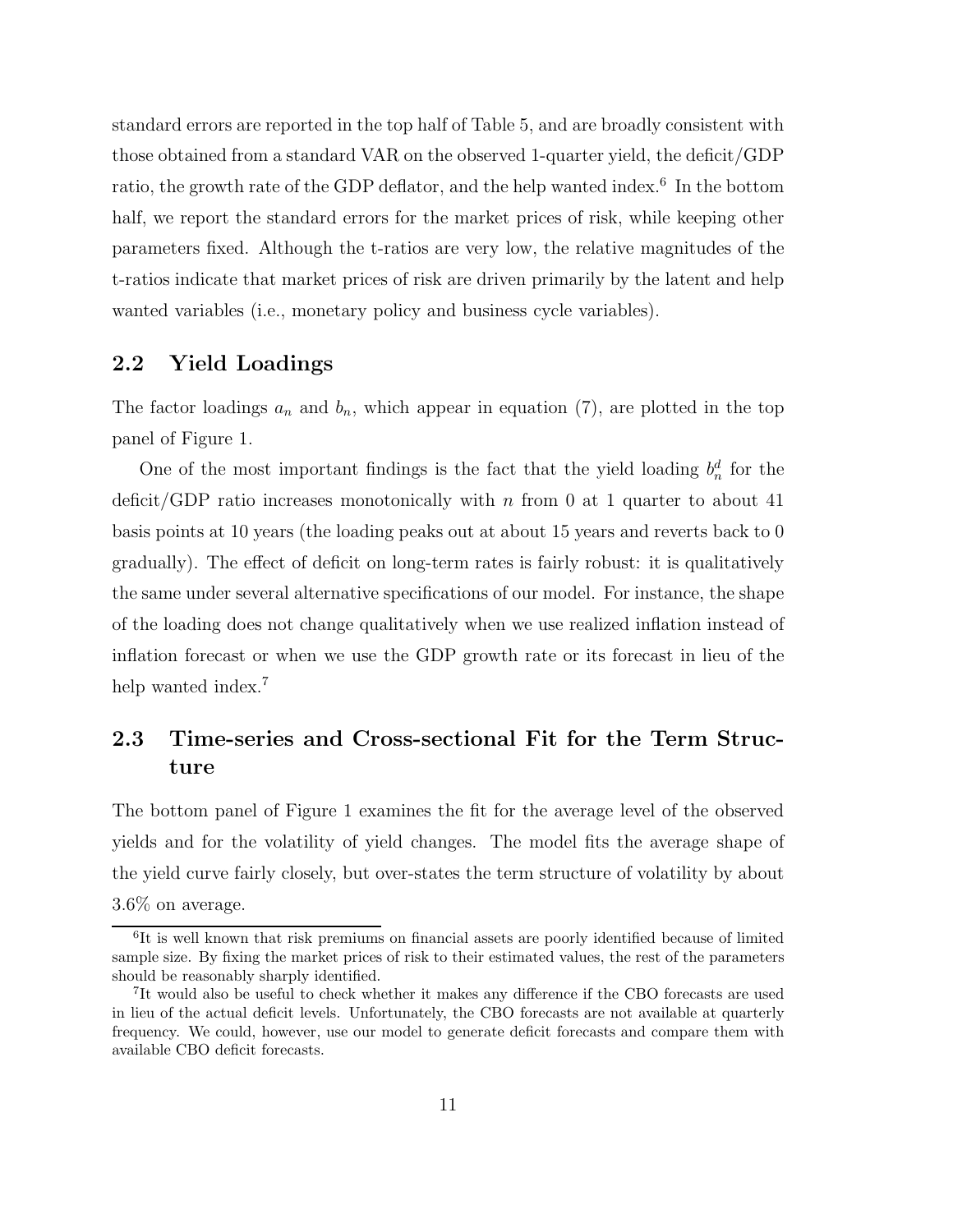standard errors are reported in the top half of Table 5, and are broadly consistent with those obtained from a standard VAR on the observed 1-quarter yield, the deficit/GDP ratio, the growth rate of the GDP deflator, and the help wanted index.[6] In the bottom half, we report the standard errors for the market prices of risk, while keeping other parameters fixed. Although the t-ratios are very low, the relative magnitudes of the t-ratios indicate that market prices of risk are driven primarily by the latent and help wanted variables (i.e., monetary policy and business cycle variables).

## 2.2 Yield Loadings

The factor loadings $a_n$ and $b_n$, which appear in equation (7), are plotted in the top panel of Figure 1.

One of the most important findings is the fact that the yield loading $b_n^d$ for the deficit/GDP ratio increases monotonically with $n$ from 0 at 1 quarter to about 41 basis points at 10 years (the loading peaks out at about 15 years and reverts back to 0 gradually). The effect of deficit on long-term rates is fairly robust: it is qualitatively the same under several alternative specifications of our model. For instance, the shape of the loading does not change qualitatively when we use realized inflation instead of inflation forecast or when we use the GDP growth rate or its forecast in lieu of the help wanted index.[7]

## 2.3 Time-series and Cross-sectional Fit for the Term Structure

The bottom panel of Figure 1 examines the fit for the average level of the observed yields and for the volatility of yield changes. The model fits the average shape of the yield curve fairly closely, but over-states the term structure of volatility by about 3.6% on average.

[6] It is well known that risk premiums on financial assets are poorly identified because of limited sample size. By fixing the market prices of risk to their estimated values, the rest of the parameters should be reasonably sharply identified.

[7] It would also be useful to check whether it makes any difference if the CBO forecasts are used in lieu of the actual deficit levels. Unfortunately, the CBO forecasts are not available at quarterly frequency. We could, however, use our model to generate deficit forecasts and compare them with available CBO deficit forecasts.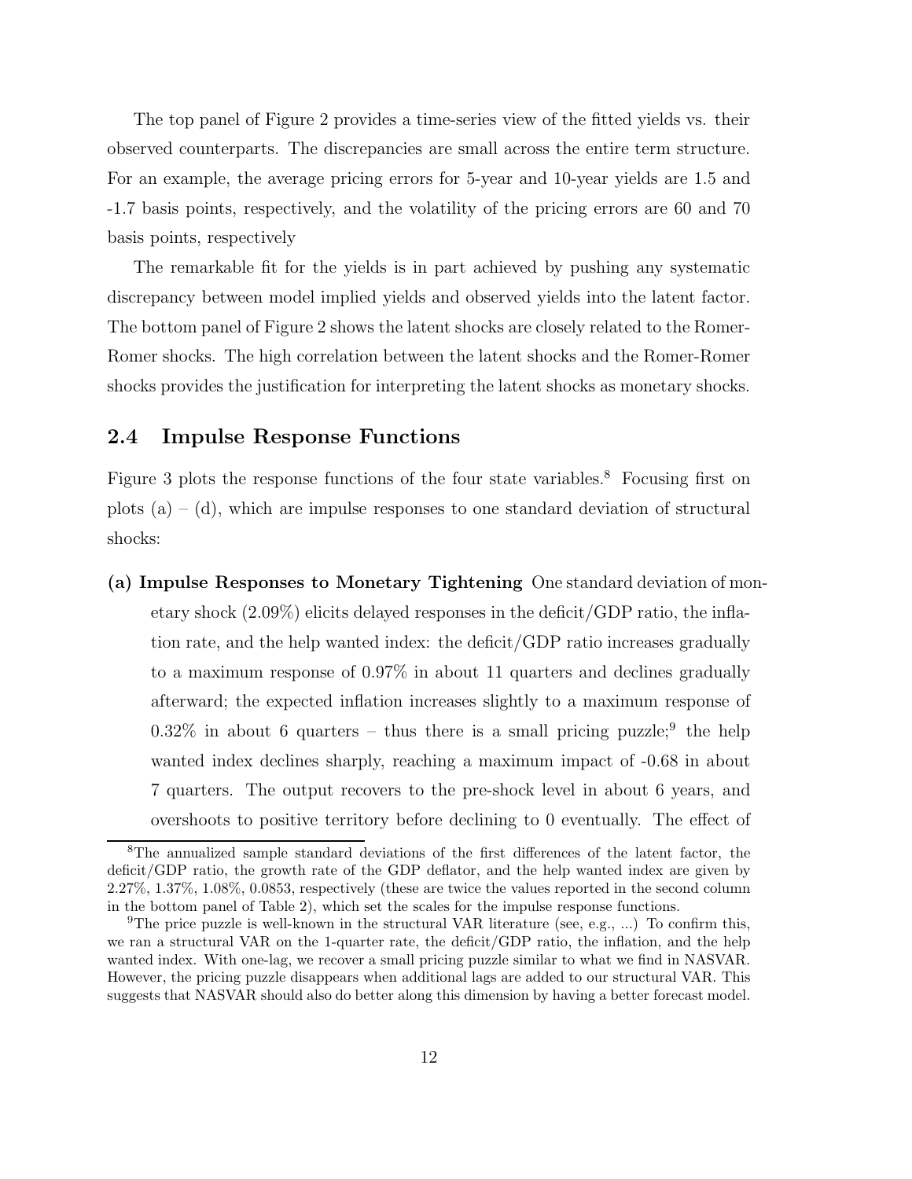The top panel of Figure 2 provides a time-series view of the fitted yields vs. their observed counterparts. The discrepancies are small across the entire term structure. For an example, the average pricing errors for 5-year and 10-year yields are 1.5 and -1.7 basis points, respectively, and the volatility of the pricing errors are 60 and 70 basis points, respectively

The remarkable fit for the yields is in part achieved by pushing any systematic discrepancy between model implied yields and observed yields into the latent factor. The bottom panel of Figure 2 shows the latent shocks are closely related to the Romer-Romer shocks. The high correlation between the latent shocks and the Romer-Romer shocks provides the justification for interpreting the latent shocks as monetary shocks.

## 2.4 Impulse Response Functions

Figure 3 plots the response functions of the four state variables.[8] Focusing first on plots (a) – (d), which are impulse responses to one standard deviation of structural shocks:

**(a) Impulse Responses to Monetary Tightening** One standard deviation of monetary shock (2.09%) elicits delayed responses in the deficit/GDP ratio, the inflation rate, and the help wanted index: the deficit/GDP ratio increases gradually to a maximum response of 0.97% in about 11 quarters and declines gradually afterward; the expected inflation increases slightly to a maximum response of 0.32% in about 6 quarters – thus there is a small pricing puzzle;[9] the help wanted index declines sharply, reaching a maximum impact of -0.68 in about 7 quarters. The output recovers to the pre-shock level in about 6 years, and overshoots to positive territory before declining to 0 eventually. The effect of

[8] The annualized sample standard deviations of the first differences of the latent factor, the deficit/GDP ratio, the growth rate of the GDP deflator, and the help wanted index are given by 2.27%, 1.37%, 1.08%, 0.0853, respectively (these are twice the values reported in the second column in the bottom panel of Table 2), which set the scales for the impulse response functions.

[9] The price puzzle is well-known in the structural VAR literature (see, e.g., ...) To confirm this, we ran a structural VAR on the 1-quarter rate, the deficit/GDP ratio, the inflation, and the help wanted index. With one-lag, we recover a small pricing puzzle similar to what we find in NASVAR. However, the pricing puzzle disappears when additional lags are added to our structural VAR. This suggests that NASVAR should also do better along this dimension by having a better forecast model.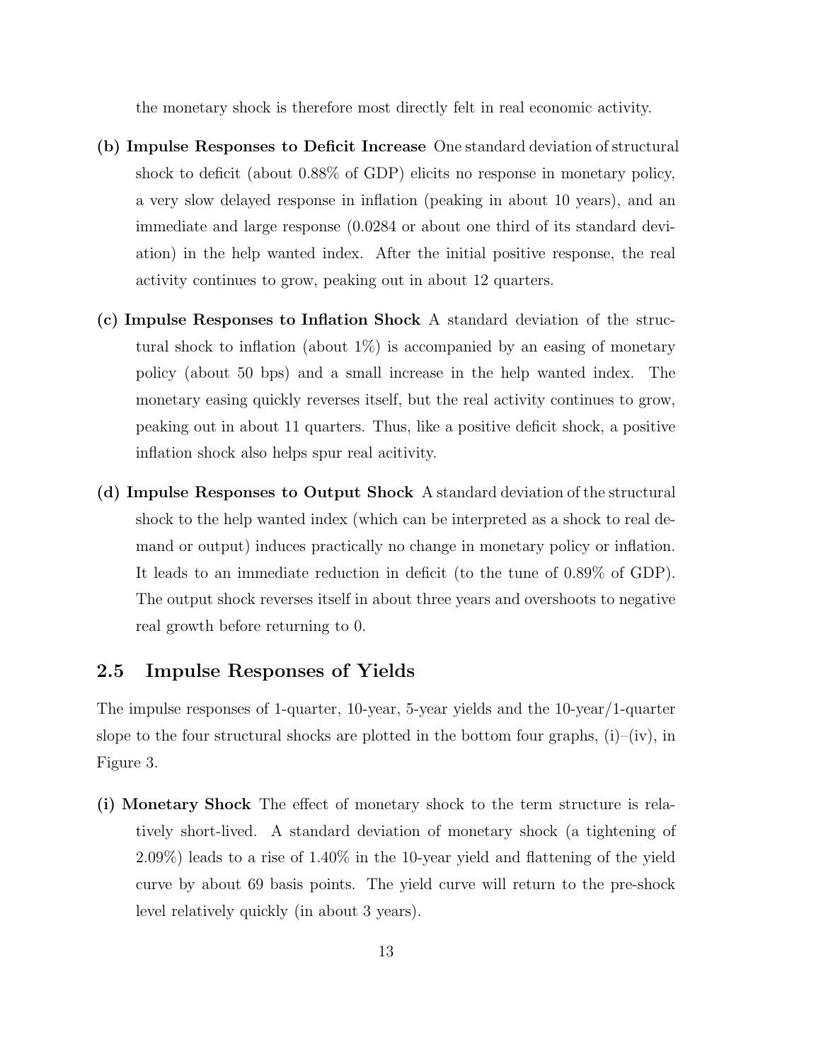the monetary shock is therefore most directly felt in real economic activity.

**(b) Impulse Responses to Deficit Increase** One standard deviation of structural shock to deficit (about 0.88% of GDP) elicits no response in monetary policy, a very slow delayed response in inflation (peaking in about 10 years), and an immediate and large response (0.0284 or about one third of its standard deviation) in the help wanted index. After the initial positive response, the real activity continues to grow, peaking out in about 12 quarters.

**(c) Impulse Responses to Inflation Shock** A standard deviation of the structural shock to inflation (about 1%) is accompanied by an easing of monetary policy (about 50 bps) and a small increase in the help wanted index. The monetary easing quickly reverses itself, but the real activity continues to grow, peaking out in about 11 quarters. Thus, like a positive deficit shock, a positive inflation shock also helps spur real acitivity.

**(d) Impulse Responses to Output Shock** A standard deviation of the structural shock to the help wanted index (which can be interpreted as a shock to real demand or output) induces practically no change in monetary policy or inflation. It leads to an immediate reduction in deficit (to the tune of 0.89% of GDP). The output shock reverses itself in about three years and overshoots to negative real growth before returning to 0.

## 2.5 Impulse Responses of Yields

The impulse responses of 1-quarter, 10-year, 5-year yields and the 10-year/1-quarter slope to the four structural shocks are plotted in the bottom four graphs, (i)–(iv), in Figure 3.

**(i) Monetary Shock** The effect of monetary shock to the term structure is relatively short-lived. A standard deviation of monetary shock (a tightening of 2.09%) leads to a rise of 1.40% in the 10-year yield and flattening of the yield curve by about 69 basis points. The yield curve will return to the pre-shock level relatively quickly (in about 3 years).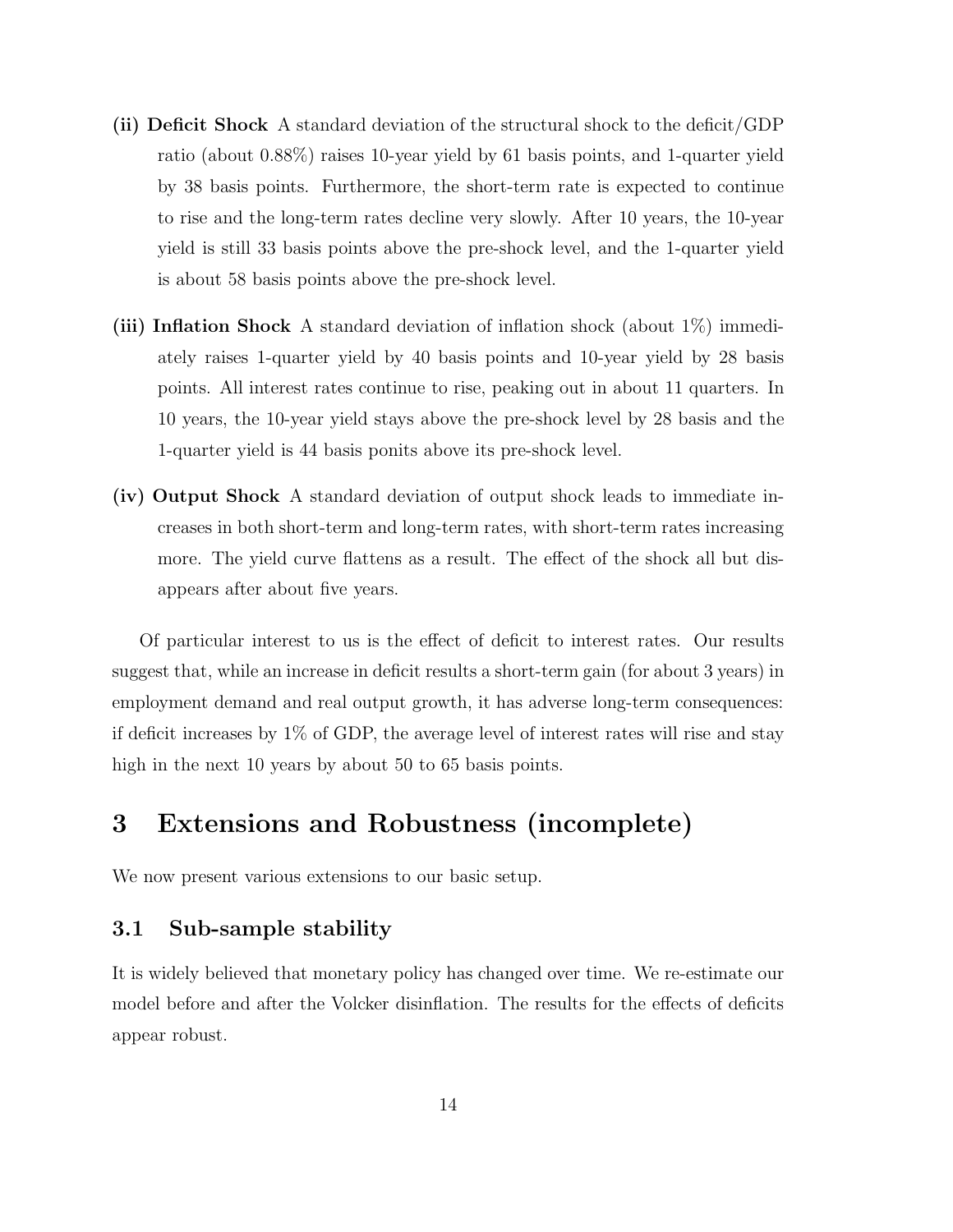**(ii) Deficit Shock** A standard deviation of the structural shock to the deficit/GDP ratio (about 0.88%) raises 10-year yield by 61 basis points, and 1-quarter yield by 38 basis points. Furthermore, the short-term rate is expected to continue to rise and the long-term rates decline very slowly. After 10 years, the 10-year yield is still 33 basis points above the pre-shock level, and the 1-quarter yield is about 58 basis points above the pre-shock level.

**(iii) Inflation Shock** A standard deviation of inflation shock (about 1%) immediately raises 1-quarter yield by 40 basis points and 10-year yield by 28 basis points. All interest rates continue to rise, peaking out in about 11 quarters. In 10 years, the 10-year yield stays above the pre-shock level by 28 basis and the 1-quarter yield is 44 basis ponits above its pre-shock level.

**(iv) Output Shock** A standard deviation of output shock leads to immediate increases in both short-term and long-term rates, with short-term rates increasing more. The yield curve flattens as a result. The effect of the shock all but disappears after about five years.

Of particular interest to us is the effect of deficit to interest rates. Our results suggest that, while an increase in deficit results a short-term gain (for about 3 years) in employment demand and real output growth, it has adverse long-term consequences: if deficit increases by 1% of GDP, the average level of interest rates will rise and stay high in the next 10 years by about 50 to 65 basis points.

# 3 Extensions and Robustness (incomplete)

We now present various extensions to our basic setup.

## 3.1 Sub-sample stability

It is widely believed that monetary policy has changed over time. We re-estimate our model before and after the Volcker disinflation. The results for the effects of deficits appear robust.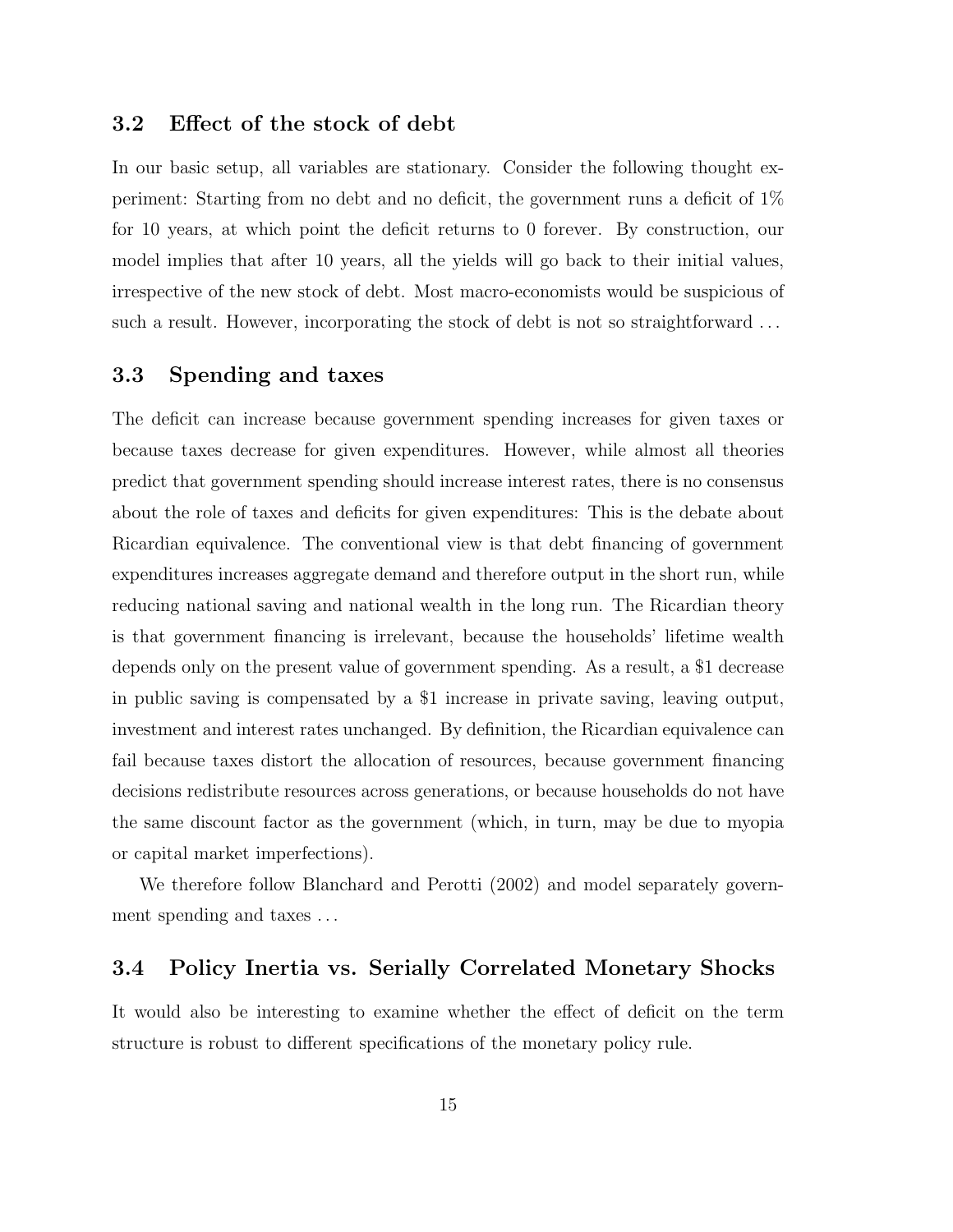## 3.2 Effect of the stock of debt

In our basic setup, all variables are stationary. Consider the following thought experiment: Starting from no debt and no deficit, the government runs a deficit of 1% for 10 years, at which point the deficit returns to 0 forever. By construction, our model implies that after 10 years, all the yields will go back to their initial values, irrespective of the new stock of debt. Most macro-economists would be suspicious of such a result. However, incorporating the stock of debt is not so straightforward . . .

## 3.3 Spending and taxes

The deficit can increase because government spending increases for given taxes or because taxes decrease for given expenditures. However, while almost all theories predict that government spending should increase interest rates, there is no consensus about the role of taxes and deficits for given expenditures: This is the debate about Ricardian equivalence. The conventional view is that debt financing of government expenditures increases aggregate demand and therefore output in the short run, while reducing national saving and national wealth in the long run. The Ricardian theory is that government financing is irrelevant, because the households' lifetime wealth depends only on the present value of government spending. As a result, a $1 decrease in public saving is compensated by a $1 increase in private saving, leaving output, investment and interest rates unchanged. By definition, the Ricardian equivalence can fail because taxes distort the allocation of resources, because government financing decisions redistribute resources across generations, or because households do not have the same discount factor as the government (which, in turn, may be due to myopia or capital market imperfections).

We therefore follow Blanchard and Perotti (2002) and model separately government spending and taxes . . .

## 3.4 Policy Inertia vs. Serially Correlated Monetary Shocks

It would also be interesting to examine whether the effect of deficit on the term structure is robust to different specifications of the monetary policy rule.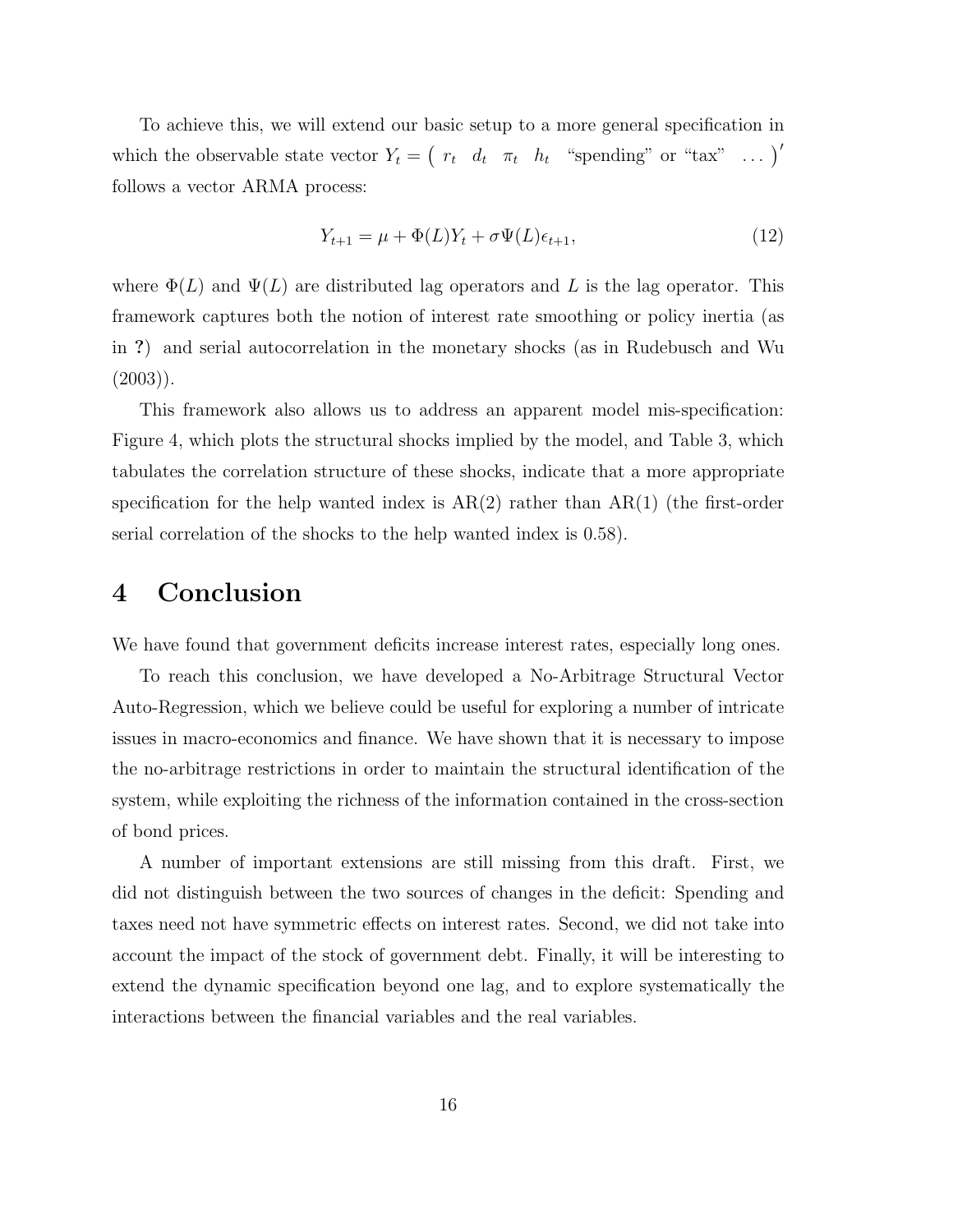To achieve this, we will extend our basic setup to a more general specification in which the observable state vector $Y_t = \begin{pmatrix} r_t & d_t & \pi_t & h_t & \text{“spending” or “tax”} & \ldots \end{pmatrix}'$ follows a vector ARMA process:

$$Y_{t+1} = \mu + \Phi(L)Y_t + \sigma\Psi(L)\epsilon_{t+1}, \tag{12}$$

where $\Phi(L)$ and $\Psi(L)$ are distributed lag operators and $L$ is the lag operator. This framework captures both the notion of interest rate smoothing or policy inertia (as in **?**) and serial autocorrelation in the monetary shocks (as in Rudebusch and Wu (2003)).

This framework also allows us to address an apparent model mis-specification: Figure 4, which plots the structural shocks implied by the model, and Table 3, which tabulates the correlation structure of these shocks, indicate that a more appropriate specification for the help wanted index is AR(2) rather than AR(1) (the first-order serial correlation of the shocks to the help wanted index is 0.58).

# 4 Conclusion

We have found that government deficits increase interest rates, especially long ones.

To reach this conclusion, we have developed a No-Arbitrage Structural Vector Auto-Regression, which we believe could be useful for exploring a number of intricate issues in macro-economics and finance. We have shown that it is necessary to impose the no-arbitrage restrictions in order to maintain the structural identification of the system, while exploiting the richness of the information contained in the cross-section of bond prices.

A number of important extensions are still missing from this draft. First, we did not distinguish between the two sources of changes in the deficit: Spending and taxes need not have symmetric effects on interest rates. Second, we did not take into account the impact of the stock of government debt. Finally, it will be interesting to extend the dynamic specification beyond one lag, and to explore systematically the interactions between the financial variables and the real variables.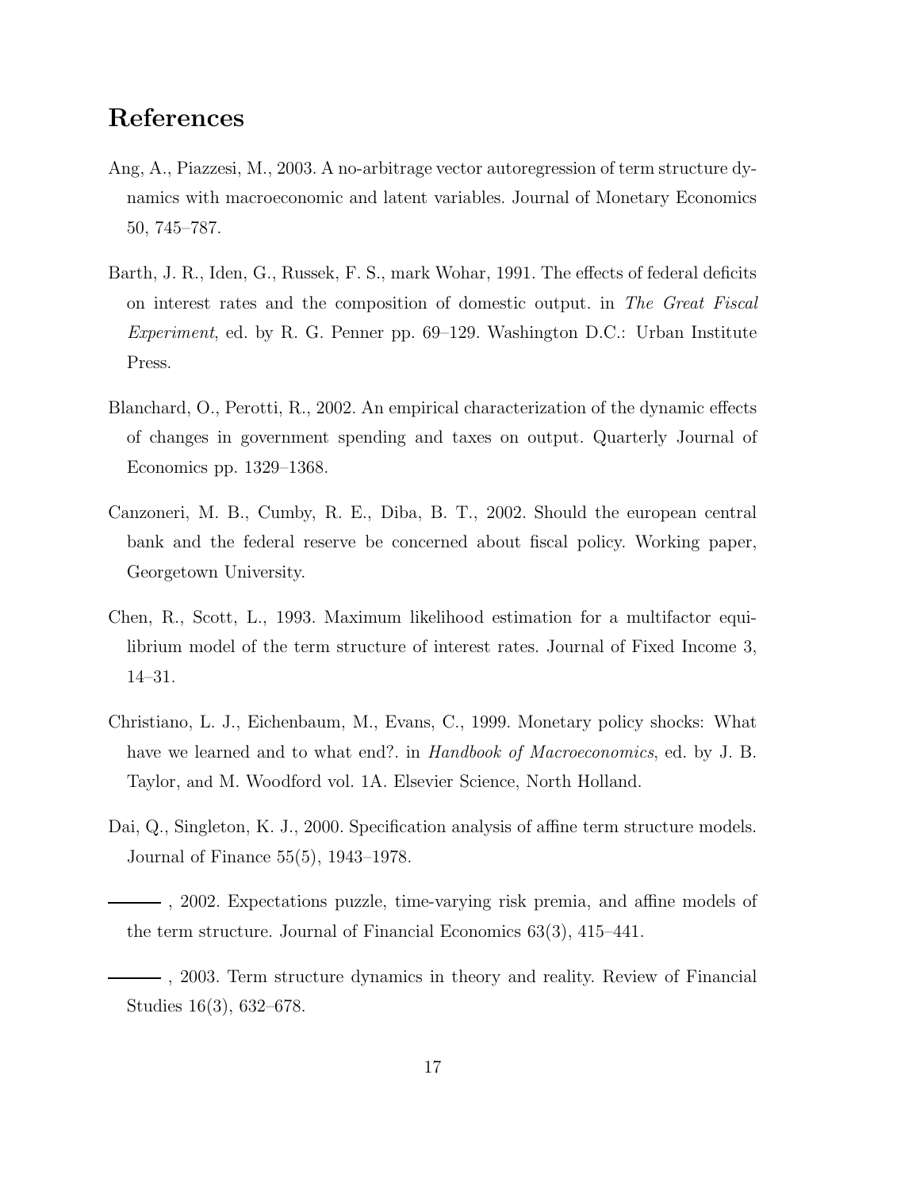## References

Ang, A., Piazzesi, M., 2003. A no-arbitrage vector autoregression of term structure dynamics with macroeconomic and latent variables. Journal of Monetary Economics 50, 745–787.

Barth, J. R., Iden, G., Russek, F. S., mark Wohar, 1991. The effects of federal deficits on interest rates and the composition of domestic output. in *The Great Fiscal Experiment*, ed. by R. G. Penner pp. 69–129. Washington D.C.: Urban Institute Press.

Blanchard, O., Perotti, R., 2002. An empirical characterization of the dynamic effects of changes in government spending and taxes on output. Quarterly Journal of Economics pp. 1329–1368.

Canzoneri, M. B., Cumby, R. E., Diba, B. T., 2002. Should the european central bank and the federal reserve be concerned about fiscal policy. Working paper, Georgetown University.

Chen, R., Scott, L., 1993. Maximum likelihood estimation for a multifactor equilibrium model of the term structure of interest rates. Journal of Fixed Income 3, 14–31.

Christiano, L. J., Eichenbaum, M., Evans, C., 1999. Monetary policy shocks: What have we learned and to what end?. in *Handbook of Macroeconomics*, ed. by J. B. Taylor, and M. Woodford vol. 1A. Elsevier Science, North Holland.

Dai, Q., Singleton, K. J., 2000. Specification analysis of affine term structure models. Journal of Finance 55(5), 1943–1978.

——— , 2002. Expectations puzzle, time-varying risk premia, and affine models of the term structure. Journal of Financial Economics 63(3), 415–441.

——— , 2003. Term structure dynamics in theory and reality. Review of Financial Studies 16(3), 632–678.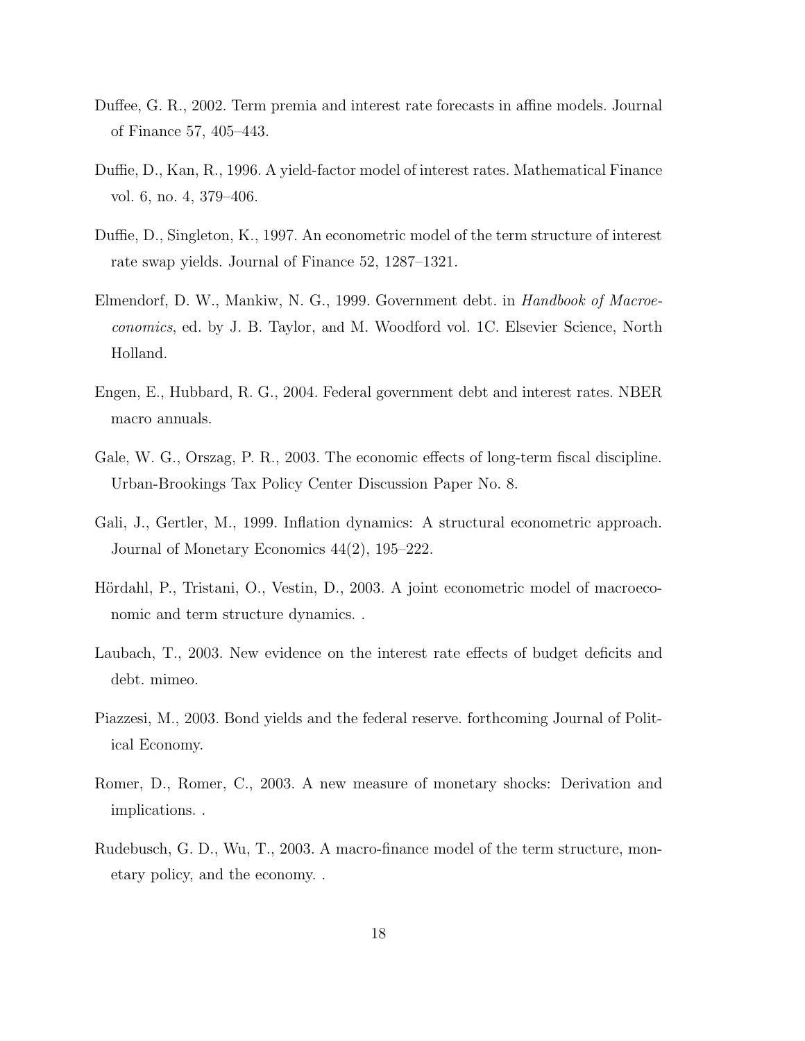Duffee, G. R., 2002. Term premia and interest rate forecasts in affine models. Journal of Finance 57, 405–443.

Duffie, D., Kan, R., 1996. A yield-factor model of interest rates. Mathematical Finance vol. 6, no. 4, 379–406.

Duffie, D., Singleton, K., 1997. An econometric model of the term structure of interest rate swap yields. Journal of Finance 52, 1287–1321.

Elmendorf, D. W., Mankiw, N. G., 1999. Government debt. in *Handbook of Macroeconomics*, ed. by J. B. Taylor, and M. Woodford vol. 1C. Elsevier Science, North Holland.

Engen, E., Hubbard, R. G., 2004. Federal government debt and interest rates. NBER macro annuals.

Gale, W. G., Orszag, P. R., 2003. The economic effects of long-term fiscal discipline. Urban-Brookings Tax Policy Center Discussion Paper No. 8.

Gali, J., Gertler, M., 1999. Inflation dynamics: A structural econometric approach. Journal of Monetary Economics 44(2), 195–222.

Hördahl, P., Tristani, O., Vestin, D., 2003. A joint econometric model of macroeconomic and term structure dynamics. .

Laubach, T., 2003. New evidence on the interest rate effects of budget deficits and debt. mimeo.

Piazzesi, M., 2003. Bond yields and the federal reserve. forthcoming Journal of Political Economy.

Romer, D., Romer, C., 2003. A new measure of monetary shocks: Derivation and implications. .

Rudebusch, G. D., Wu, T., 2003. A macro-finance model of the term structure, monetary policy, and the economy. .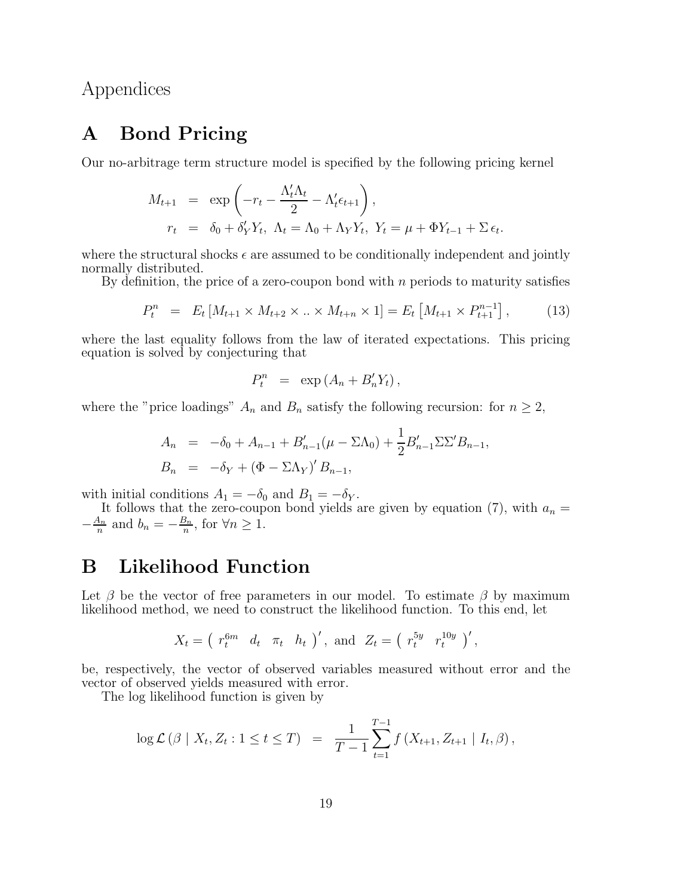# Appendices

## A Bond Pricing

Our no-arbitrage term structure model is specified by the following pricing kernel

$$
\begin{aligned}
M_{t+1} &= \exp\left(-r_t - \frac{\Lambda_t'\Lambda_t}{2} - \Lambda_t'\epsilon_{t+1}\right), \\
r_t &= \delta_0 + \delta_Y' Y_t, \ \Lambda_t = \Lambda_0 + \Lambda_Y Y_t, \ Y_t = \mu + \Phi Y_{t-1} + \Sigma\,\epsilon_t.
\end{aligned}
$$

where the structural shocks $\epsilon$ are assumed to be conditionally independent and jointly normally distributed.

By definition, the price of a zero-coupon bond with $n$ periods to maturity satisfies

$$
P_t^n = E_t\left[M_{t+1} \times M_{t+2} \times .. \times M_{t+n} \times 1\right] = E_t\left[M_{t+1} \times P_{t+1}^{n-1}\right], \tag{13}
$$

where the last equality follows from the law of iterated expectations. This pricing equation is solved by conjecturing that

$$
P_t^n = \exp\left(A_n + B_n' Y_t\right),
$$

where the "price loadings" $A_n$ and $B_n$ satisfy the following recursion: for $n \geq 2$,

$$
\begin{aligned}
A_n &= -\delta_0 + A_{n-1} + B_{n-1}'(\mu - \Sigma\Lambda_0) + \frac{1}{2}B_{n-1}'\Sigma\Sigma' B_{n-1}, \\
B_n &= -\delta_Y + \left(\Phi - \Sigma\Lambda_Y\right)' B_{n-1},
\end{aligned}
$$

with initial conditions $A_1 = -\delta_0$ and $B_1 = -\delta_Y$.

It follows that the zero-coupon bond yields are given by equation (7), with $a_n = -\frac{A_n}{n}$ and $b_n = -\frac{B_n}{n}$, for $\forall n \geq 1$.

## B Likelihood Function

Let $\beta$ be the vector of free parameters in our model. To estimate $\beta$ by maximum likelihood method, we need to construct the likelihood function. To this end, let

$$
X_t = \begin{pmatrix} r_t^{6m} & d_t & \pi_t & h_t \end{pmatrix}', \text{ and } \ Z_t = \begin{pmatrix} r_t^{5y} & r_t^{10y} \end{pmatrix}',
$$

be, respectively, the vector of observed variables measured without error and the vector of observed yields measured with error.

The log likelihood function is given by

$$
\log \mathcal{L}\left(\beta \mid X_t, Z_t : 1 \leq t \leq T\right) = \frac{1}{T-1}\sum_{t=1}^{T-1} f\left(X_{t+1}, Z_{t+1} \mid I_t, \beta\right),
$$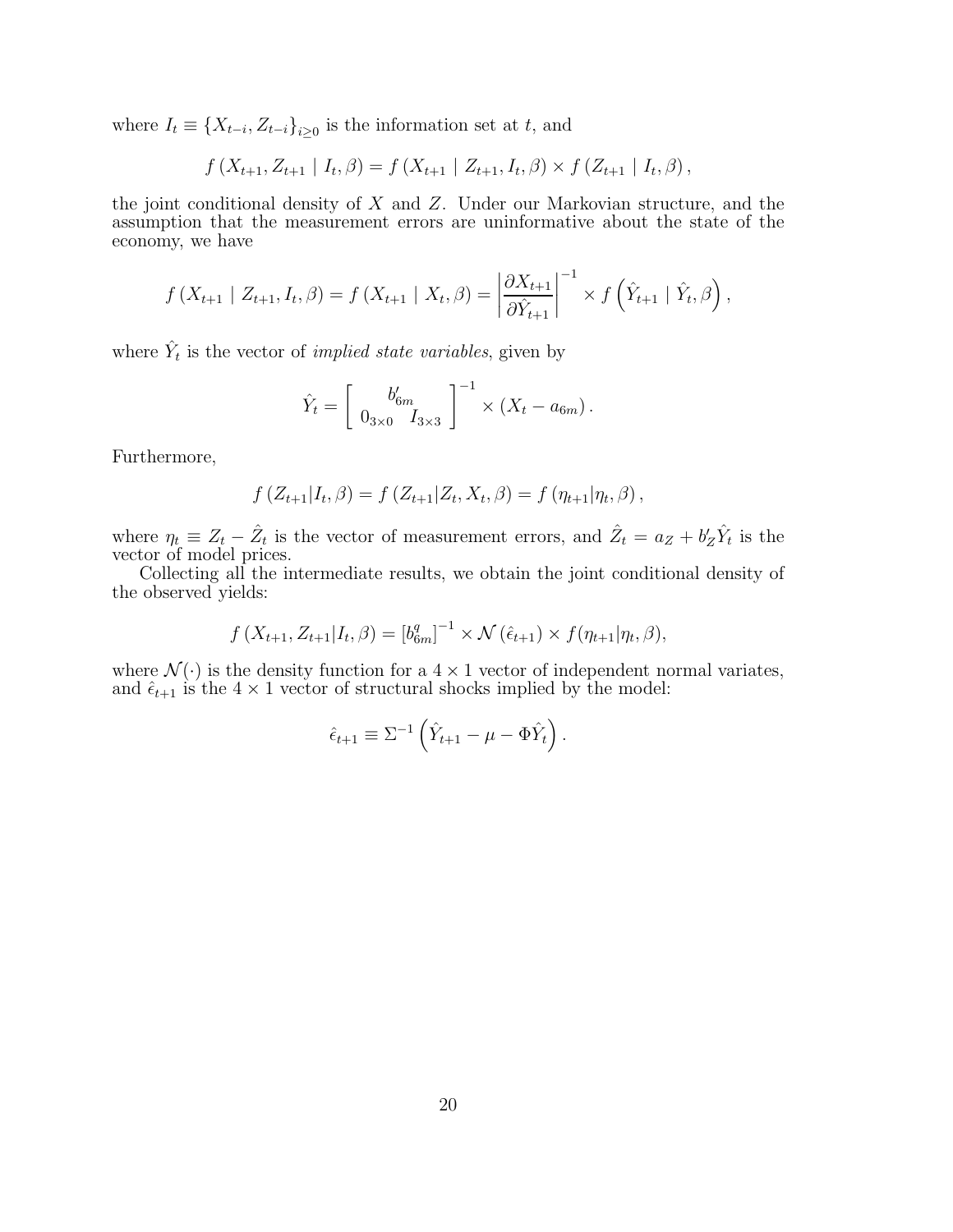where $I_t \equiv \{X_{t-i}, Z_{t-i}\}_{i \geq 0}$ is the information set at $t$, and

$$f(X_{t+1}, Z_{t+1} \mid I_t, \beta) = f(X_{t+1} \mid Z_{t+1}, I_t, \beta) \times f(Z_{t+1} \mid I_t, \beta),$$

the joint conditional density of $X$ and $Z$. Under our Markovian structure, and the assumption that the measurement errors are uninformative about the state of the economy, we have

$$f(X_{t+1} \mid Z_{t+1}, I_t, \beta) = f(X_{t+1} \mid X_t, \beta) = \left| \frac{\partial X_{t+1}}{\partial \hat{Y}_{t+1}} \right|^{-1} \times f\left(\hat{Y}_{t+1} \mid \hat{Y}_t, \beta\right),$$

where $\hat{Y}_t$ is the vector of *implied state variables*, given by

$$\hat{Y}_t = \left[ \begin{array}{cc} \multicolumn{2}{c}{b'_{6m}} \\ 0_{3\times 0} & I_{3\times 3} \end{array} \right]^{-1} \times (X_t - a_{6m}).$$

Furthermore,

$$f(Z_{t+1} | I_t, \beta) = f(Z_{t+1} | Z_t, X_t, \beta) = f(\eta_{t+1} | \eta_t, \beta),$$

where $\eta_t \equiv Z_t - \hat{Z}_t$ is the vector of measurement errors, and $\hat{Z}_t = a_Z + b'_Z \hat{Y}_t$ is the vector of model prices.

Collecting all the intermediate results, we obtain the joint conditional density of the observed yields:

$$f(X_{t+1}, Z_{t+1} | I_t, \beta) = \left[b^q_{6m}\right]^{-1} \times \mathcal{N}(\hat{\epsilon}_{t+1}) \times f(\eta_{t+1} | \eta_t, \beta),$$

where $\mathcal{N}(\cdot)$ is the density function for a $4 \times 1$ vector of independent normal variates, and $\hat{\epsilon}_{t+1}$ is the $4 \times 1$ vector of structural shocks implied by the model:

$$\hat{\epsilon}_{t+1} \equiv \Sigma^{-1} \left( \hat{Y}_{t+1} - \mu - \Phi \hat{Y}_t \right).$$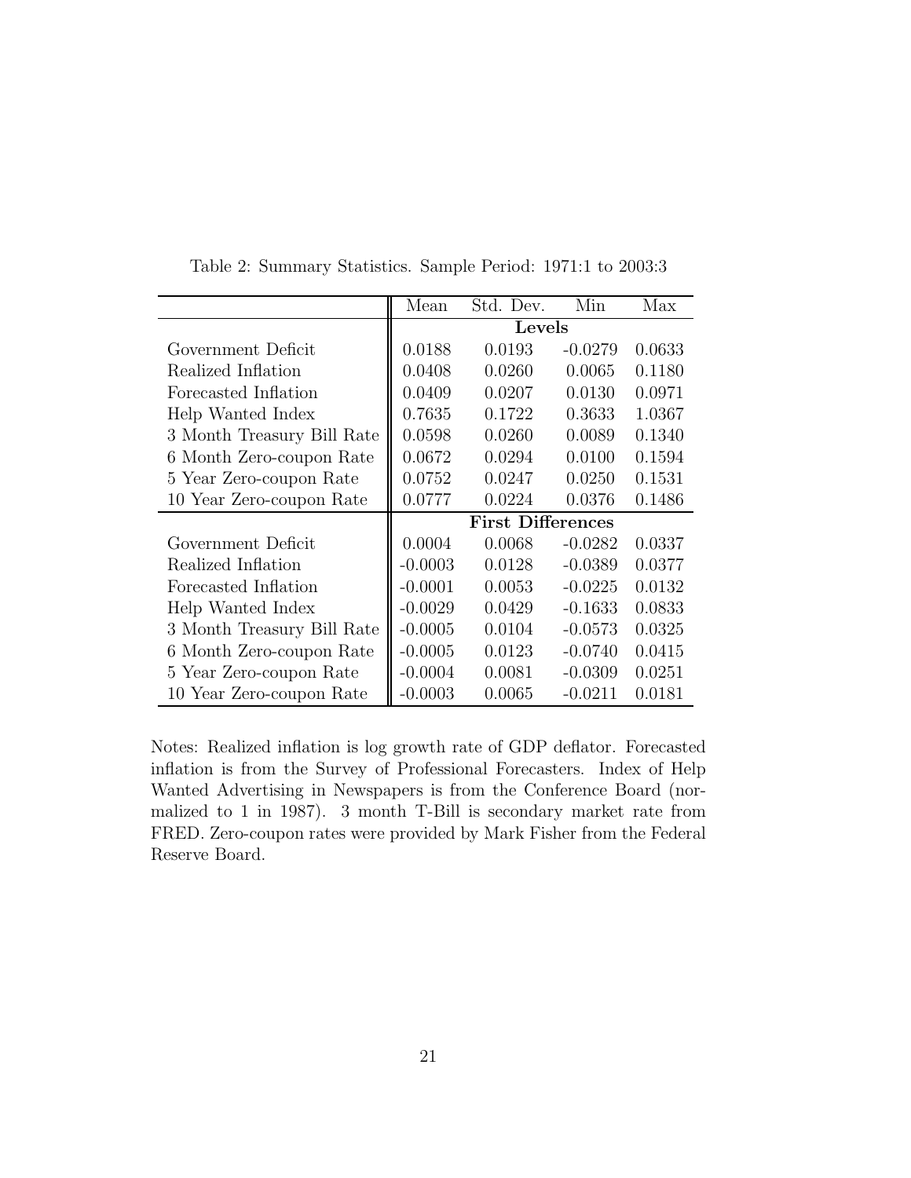Table 2: Summary Statistics. Sample Period: 1971:1 to 2003:3

| | Mean | Std. Dev. | Min | Max |
|---|---|---|---|---|
| | **Levels** | | | |
| Government Deficit | 0.0188 | 0.0193 | -0.0279 | 0.0633 |
| Realized Inflation | 0.0408 | 0.0260 | 0.0065 | 0.1180 |
| Forecasted Inflation | 0.0409 | 0.0207 | 0.0130 | 0.0971 |
| Help Wanted Index | 0.7635 | 0.1722 | 0.3633 | 1.0367 |
| 3 Month Treasury Bill Rate | 0.0598 | 0.0260 | 0.0089 | 0.1340 |
| 6 Month Zero-coupon Rate | 0.0672 | 0.0294 | 0.0100 | 0.1594 |
| 5 Year Zero-coupon Rate | 0.0752 | 0.0247 | 0.0250 | 0.1531 |
| 10 Year Zero-coupon Rate | 0.0777 | 0.0224 | 0.0376 | 0.1486 |
| | **First Differences** | | | |
| Government Deficit | 0.0004 | 0.0068 | -0.0282 | 0.0337 |
| Realized Inflation | -0.0003 | 0.0128 | -0.0389 | 0.0377 |
| Forecasted Inflation | -0.0001 | 0.0053 | -0.0225 | 0.0132 |
| Help Wanted Index | -0.0029 | 0.0429 | -0.1633 | 0.0833 |
| 3 Month Treasury Bill Rate | -0.0005 | 0.0104 | -0.0573 | 0.0325 |
| 6 Month Zero-coupon Rate | -0.0005 | 0.0123 | -0.0740 | 0.0415 |
| 5 Year Zero-coupon Rate | -0.0004 | 0.0081 | -0.0309 | 0.0251 |
| 10 Year Zero-coupon Rate | -0.0003 | 0.0065 | -0.0211 | 0.0181 |

Notes: Realized inflation is log growth rate of GDP deflator. Forecasted inflation is from the Survey of Professional Forecasters. Index of Help Wanted Advertising in Newspapers is from the Conference Board (normalized to 1 in 1987). 3 month T-Bill is secondary market rate from FRED. Zero-coupon rates were provided by Mark Fisher from the Federal Reserve Board.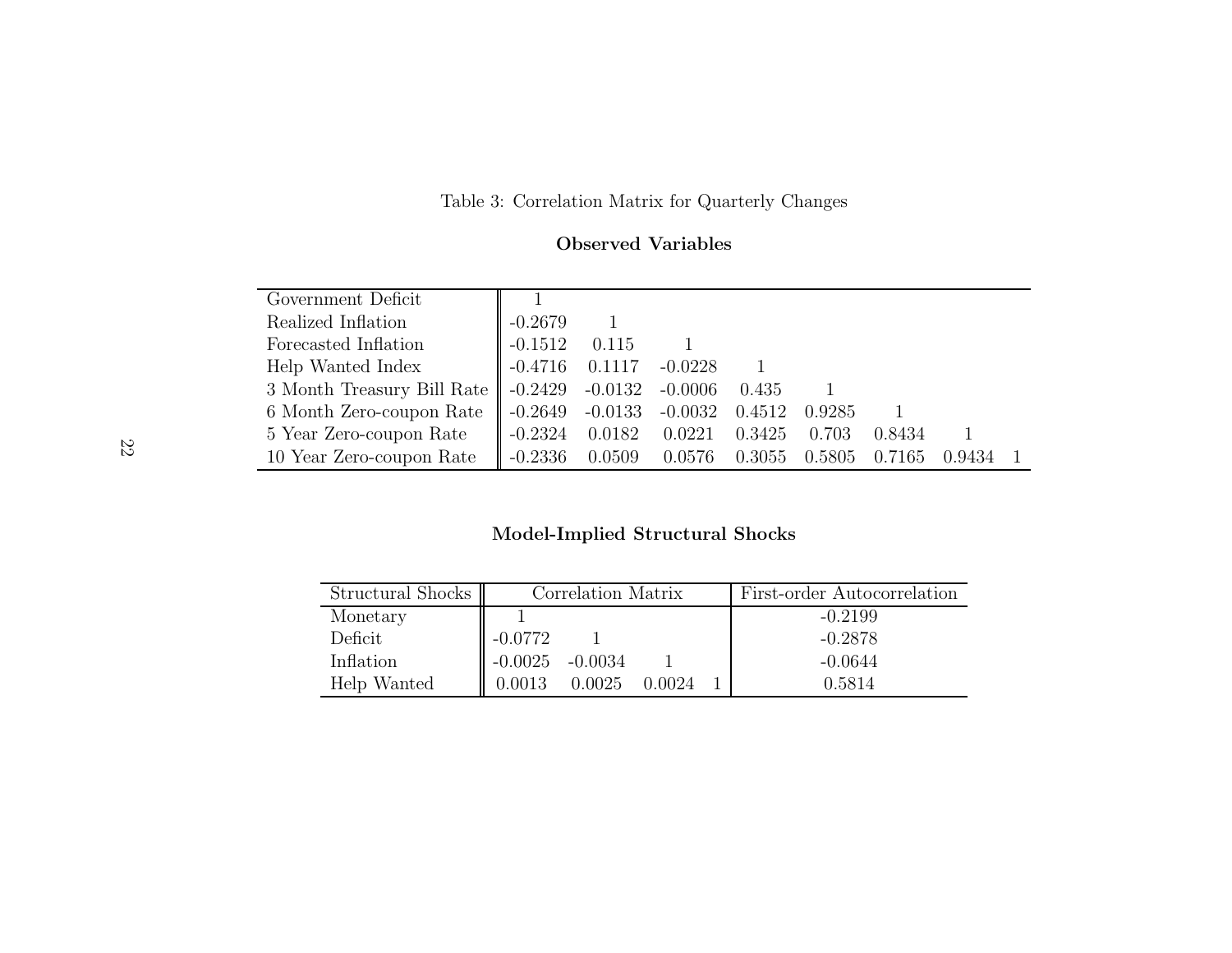Table 3: Correlation Matrix for Quarterly Changes

**Observed Variables**

| | | | | | | | | |
|---|---|---|---|---|---|---|---|---|
| Government Deficit | 1 | | | | | | | |
| Realized Inflation | -0.2679 | 1 | | | | | | |
| Forecasted Inflation | -0.1512 | 0.115 | 1 | | | | | |
| Help Wanted Index | -0.4716 | 0.1117 | -0.0228 | 1 | | | | |
| 3 Month Treasury Bill Rate | -0.2429 | -0.0132 | -0.0006 | 0.435 | 1 | | | |
| 6 Month Zero-coupon Rate | -0.2649 | -0.0133 | -0.0032 | 0.4512 | 0.9285 | 1 | | |
| 5 Year Zero-coupon Rate | -0.2324 | 0.0182 | 0.0221 | 0.3425 | 0.703 | 0.8434 | 1 | |
| 10 Year Zero-coupon Rate | -0.2336 | 0.0509 | 0.0576 | 0.3055 | 0.5805 | 0.7165 | 0.9434 | 1 |

**Model-Implied Structural Shocks**

| Structural Shocks | Correlation Matrix | | | | First-order Autocorrelation |
|---|---|---|---|---|---|
| Monetary | 1 | | | | -0.2199 |
| Deficit | -0.0772 | 1 | | | -0.2878 |
| Inflation | -0.0025 | -0.0034 | 1 | | -0.0644 |
| Help Wanted | 0.0013 | 0.0025 | 0.0024 | 1 | 0.5814 |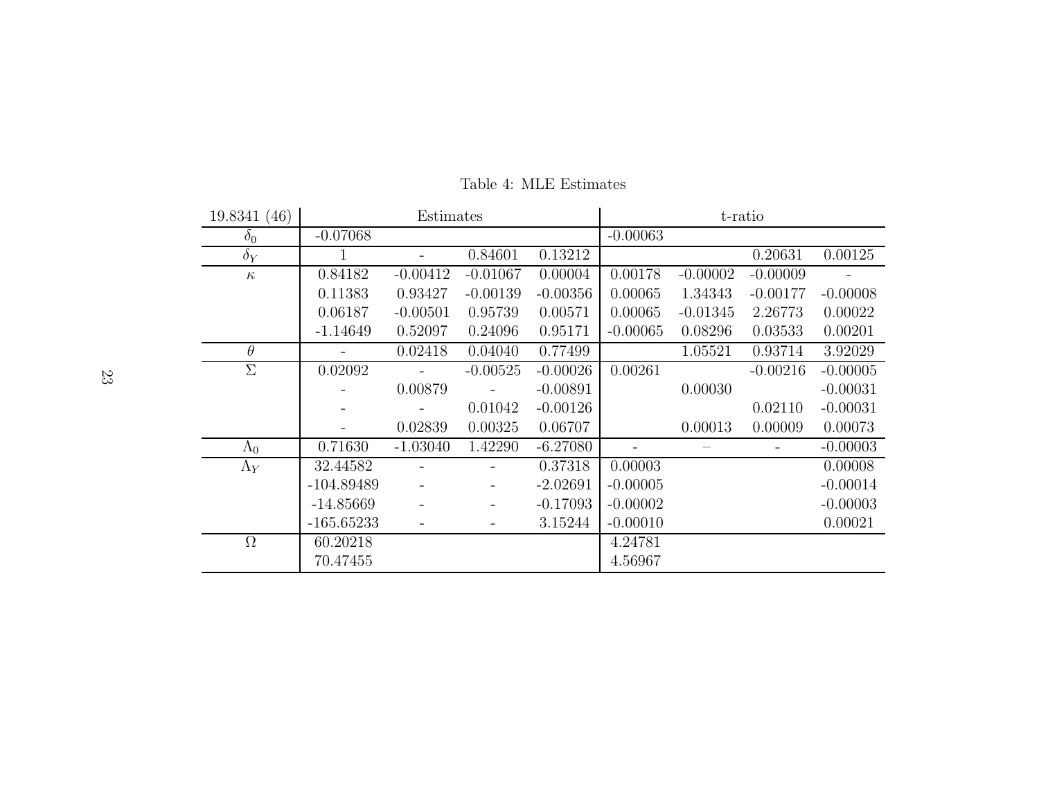Table 4: MLE Estimates

| 19.8341 (46) | Estimates | | | | t-ratio | | | |
|---|---|---|---|---|---|---|---|---|
| $\delta_0$ | -0.07068 | | | | -0.00063 | | | |
| $\delta_Y$ | 1 | - | 0.84601 | 0.13212 | | | 0.20631 | 0.00125 |
| $\kappa$ | 0.84182 | -0.00412 | -0.01067 | 0.00004 | 0.00178 | -0.00002 | -0.00009 | - |
| | 0.11383 | 0.93427 | -0.00139 | -0.00356 | 0.00065 | 1.34343 | -0.00177 | -0.00008 |
| | 0.06187 | -0.00501 | 0.95739 | 0.00571 | 0.00065 | -0.01345 | 2.26773 | 0.00022 |
| | -1.14649 | 0.52097 | 0.24096 | 0.95171 | -0.00065 | 0.08296 | 0.03533 | 0.00201 |
| $\theta$ | - | 0.02418 | 0.04040 | 0.77499 | | 1.05521 | 0.93714 | 3.92029 |
| $\Sigma$ | 0.02092 | - | -0.00525 | -0.00026 | 0.00261 | | -0.00216 | -0.00005 |
| | - | 0.00879 | - | -0.00891 | | 0.00030 | | -0.00031 |
| | - | - | 0.01042 | -0.00126 | | | 0.02110 | -0.00031 |
| | - | 0.02839 | 0.00325 | 0.06707 | | 0.00013 | 0.00009 | 0.00073 |
| $\Lambda_0$ | 0.71630 | -1.03040 | 1.42290 | -6.27080 | - | – | - | -0.00003 |
| $\Lambda_Y$ | 32.44582 | - | - | 0.37318 | 0.00003 | | | 0.00008 |
| | -104.89489 | - | - | -2.02691 | -0.00005 | | | -0.00014 |
| | -14.85669 | - | - | -0.17093 | -0.00002 | | | -0.00003 |
| | -165.65233 | - | - | 3.15244 | -0.00010 | | | 0.00021 |
| $\Omega$ | 60.20218 | | | | 4.24781 | | | |
| | 70.47455 | | | | 4.56967 | | | |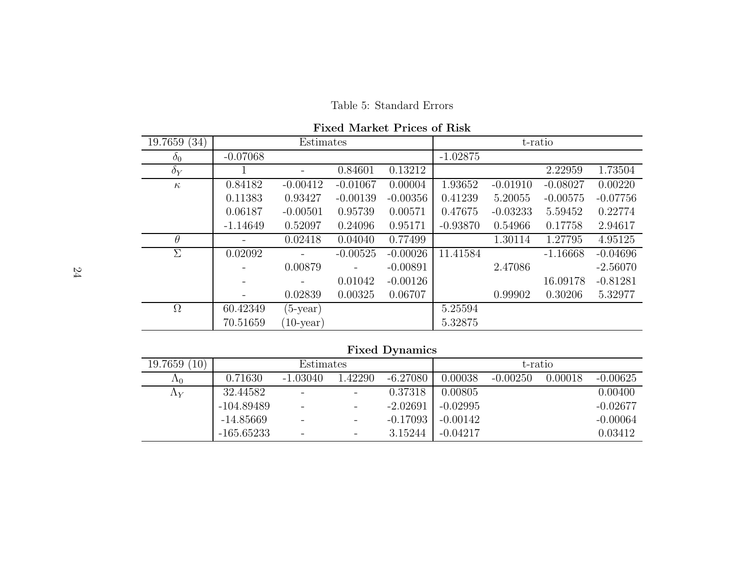Table 5: Standard Errors

**Fixed Market Prices of Risk**

| 19.7659 (34) | Estimates | | | | t-ratio | | | |
|---|---|---|---|---|---|---|---|---|
| $\delta_0$ | -0.07068 | | | | -1.02875 | | | |
| $\delta_Y$ | 1 | - | 0.84601 | 0.13212 | | | 2.22959 | 1.73504 |
| $\kappa$ | 0.84182 | -0.00412 | -0.01067 | 0.00004 | 1.93652 | -0.01910 | -0.08027 | 0.00220 |
| | 0.11383 | 0.93427 | -0.00139 | -0.00356 | 0.41239 | 5.20055 | -0.00575 | -0.07756 |
| | 0.06187 | -0.00501 | 0.95739 | 0.00571 | 0.47675 | -0.03233 | 5.59452 | 0.22774 |
| | -1.14649 | 0.52097 | 0.24096 | 0.95171 | -0.93870 | 0.54966 | 0.17758 | 2.94617 |
| $\theta$ | - | 0.02418 | 0.04040 | 0.77499 | | 1.30114 | 1.27795 | 4.95125 |
| $\Sigma$ | 0.02092 | - | -0.00525 | -0.00026 | 11.41584 | | -1.16668 | -0.04696 |
| | - | 0.00879 | - | -0.00891 | | 2.47086 | | -2.56070 |
| | - | - | 0.01042 | -0.00126 | | | 16.09178 | -0.81281 |
| | - | 0.02839 | 0.00325 | 0.06707 | | 0.99902 | 0.30206 | 5.32977 |
| $\Omega$ | 60.42349 | (5-year) | | | 5.25594 | | | |
| | 70.51659 | (10-year) | | | 5.32875 | | | |

**Fixed Dynamics**

| 19.7659 (10) | Estimates | | | | t-ratio | | | |
|---|---|---|---|---|---|---|---|---|
| $\Lambda_0$ | 0.71630 | -1.03040 | 1.42290 | -6.27080 | 0.00038 | -0.00250 | 0.00018 | -0.00625 |
| $\Lambda_Y$ | 32.44582 | - | - | 0.37318 | 0.00805 | | | 0.00400 |
| | -104.89489 | - | - | -2.02691 | -0.02995 | | | -0.02677 |
| | -14.85669 | - | - | -0.17093 | -0.00142 | | | -0.00064 |
| | -165.65233 | - | - | 3.15244 | -0.04217 | | | 0.03412 |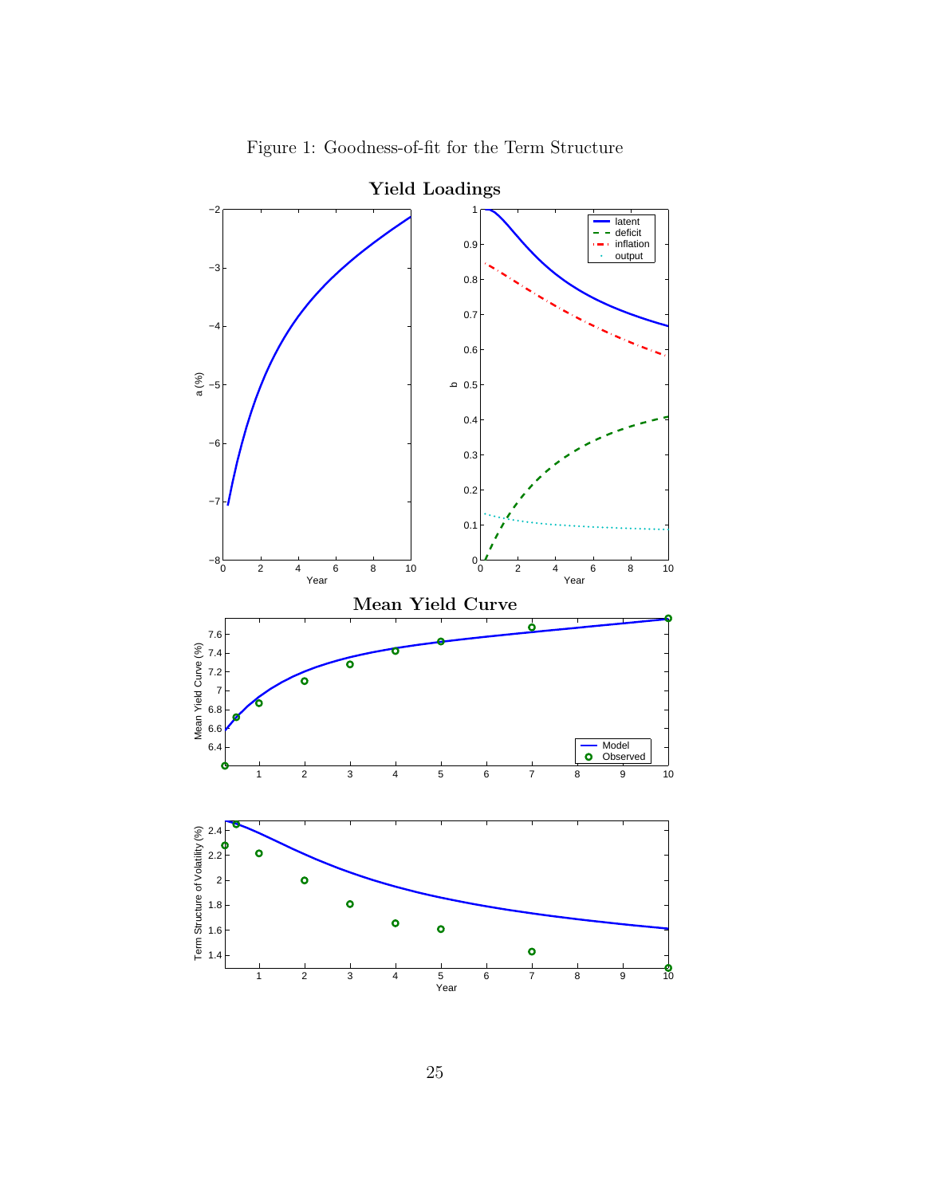Figure 1: Goodness-of-fit for the Term Structure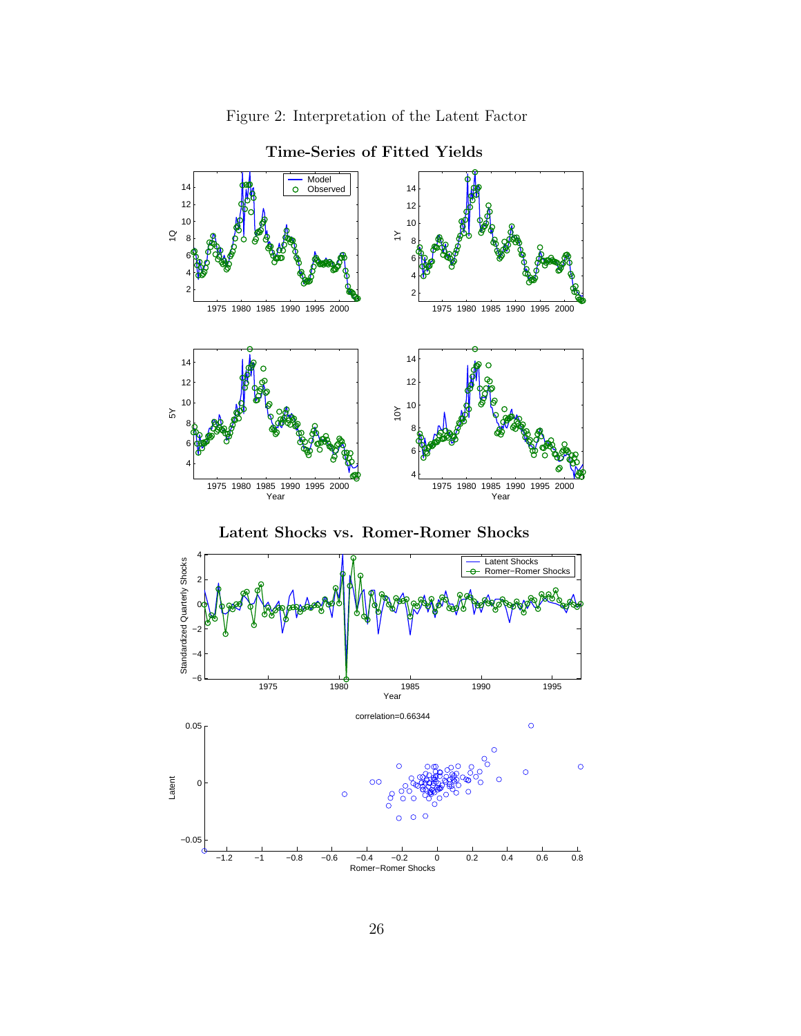Figure 2: Interpretation of the Latent Factor

**Time-Series of Fitted Yields**

**Latent Shocks vs. Romer-Romer Shocks**

correlation=0.66344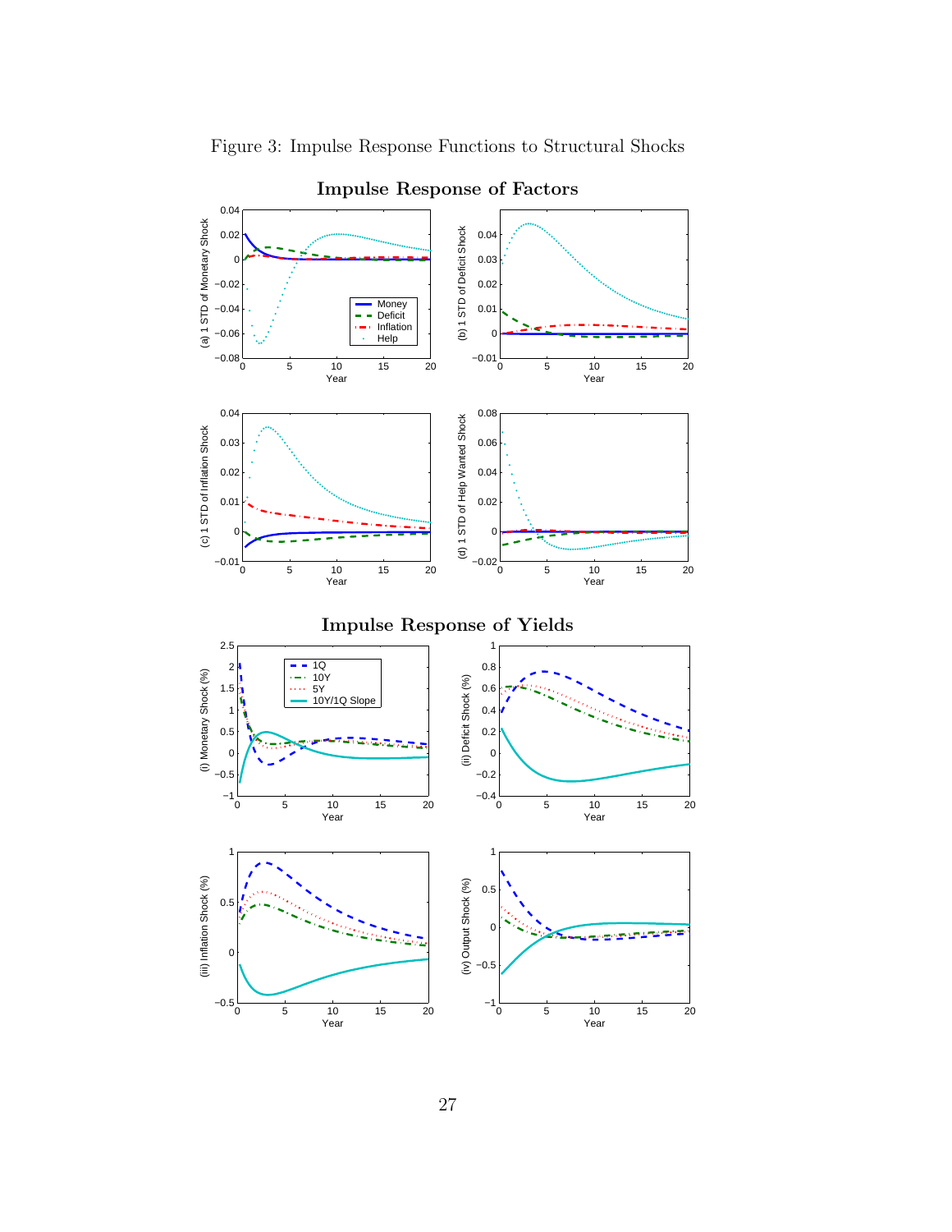Figure 3: Impulse Response Functions to Structural Shocks

**Impulse Response of Factors**

**Impulse Response of Yields**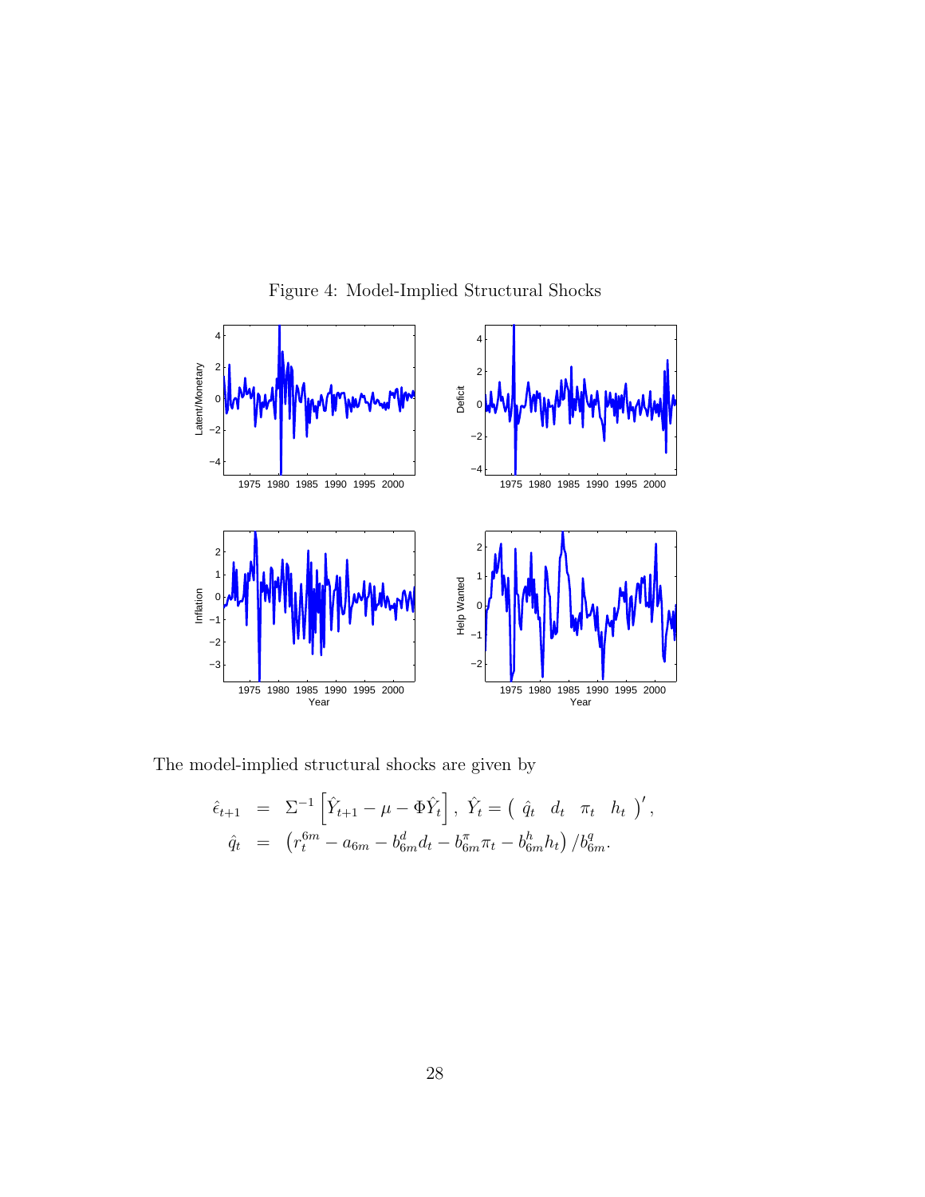Figure 4: Model-Implied Structural Shocks

Latent/Monetary

4
2
0
−2
−4

1975 1980 1985 1990 1995 2000

Deficit

4
2
0
−2
−4

1975 1980 1985 1990 1995 2000

Inflation

2
1
0
−1
−2
−3

1975 1980 1985 1990 1995 2000

Year

Help Wanted

2
1
0
−1
−2

1975 1980 1985 1990 1995 2000

Year

The model-implied structural shocks are given by

$$
\begin{aligned}
\hat{\epsilon}_{t+1} &= \Sigma^{-1}\left[\hat{Y}_{t+1} - \mu - \Phi\hat{Y}_t\right],\ \hat{Y}_t = \begin{pmatrix} \hat{q}_t & d_t & \pi_t & h_t \end{pmatrix}', \\
\hat{q}_t &= \left(r_t^{6m} - a_{6m} - b_{6m}^{d} d_t - b_{6m}^{\pi}\pi_t - b_{6m}^{h} h_t\right)/b_{6m}^{q}.
\end{aligned}
$$